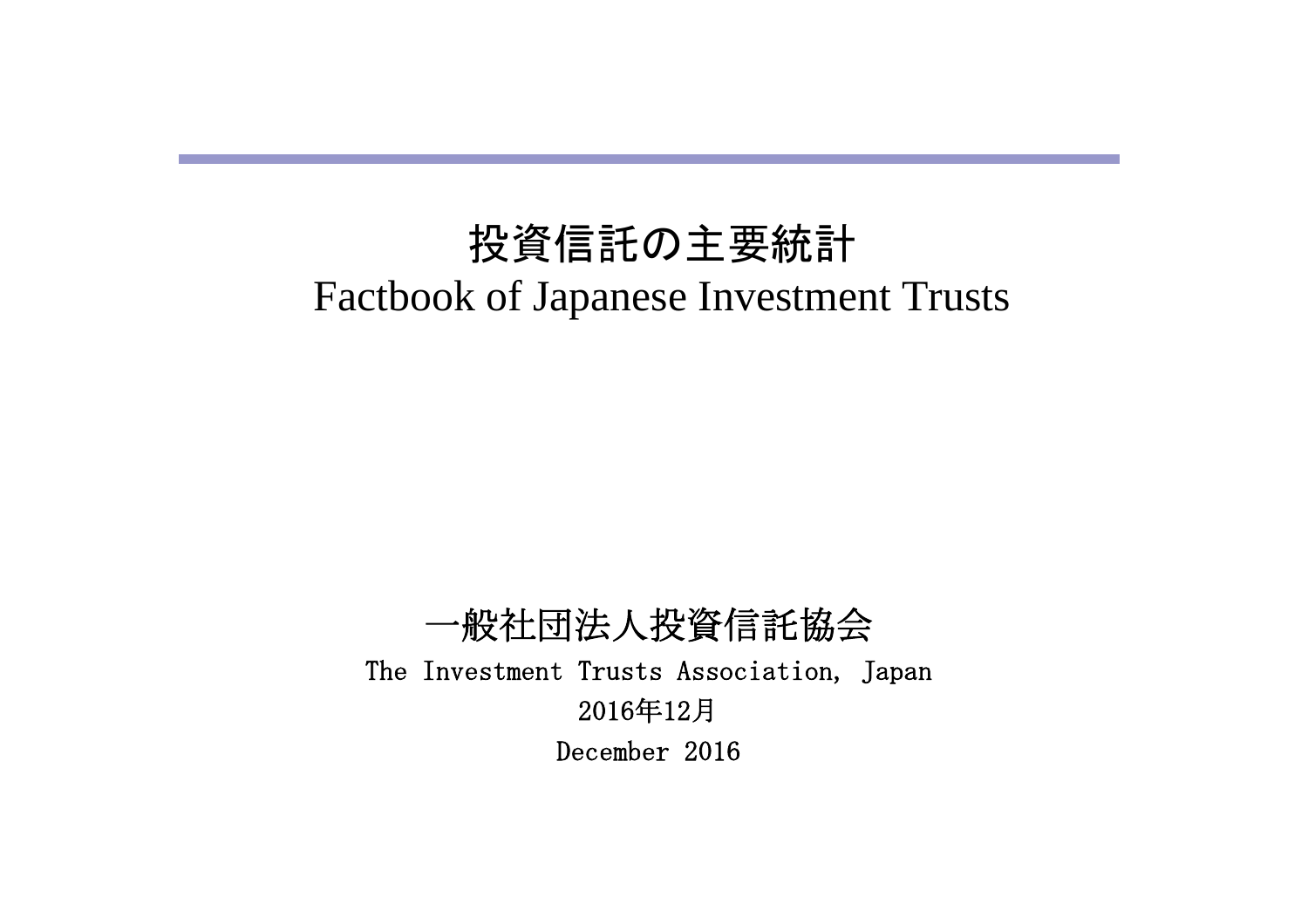# 投資信託の主要統計

# Factbook of Japanese Investment Trusts

一般社団法人投資信託協会

The Investment Trusts Association, Japan

2016年12月

December 2016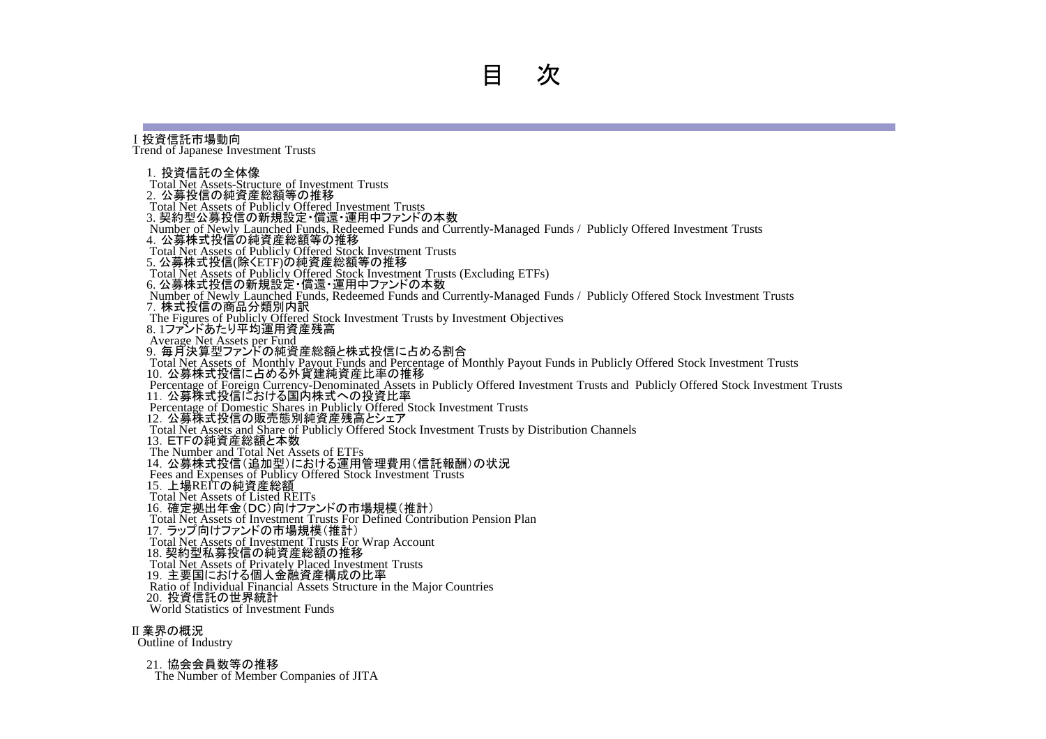# 目　次

## Ⅰ 投資信託市場動向
Trend of Japanese Investment Trusts

1. 投資信託の全体像
 Total Net Assets-Structure of Investment Trusts
2. 公募投信の純資産総額等の推移
 Total Net Assets of Publicly Offered Investment Trusts
3. 契約型公募投信の新規設定・償還・運用中ファンドの本数
 Number of Newly Launched Funds, Redeemed Funds and Currently-Managed Funds / Publicly Offered Investment Trusts
4. 公募株式投信の純資産総額等の推移
 Total Net Assets of Publicly Offered Stock Investment Trusts
5. 公募株式投信(除くETF)の純資産総額等の推移
 Total Net Assets of Publicly Offered Stock Investment Trusts (Excluding ETFs)
6. 公募株式投信の新規設定・償還・運用中ファンドの本数
 Number of Newly Launched Funds, Redeemed Funds and Currently-Managed Funds / Publicly Offered Stock Investment Trusts
7. 株式投信の商品分類別内訳
 The Figures of Publicly Offered Stock Investment Trusts by Investment Objectives
8. 1ファンドあたり平均運用資産残高
 Average Net Assets per Fund
9. 毎月決算型ファンドの純資産総額と株式投信に占める割合
 Total Net Assets of Monthly Payout Funds and Percentage of Monthly Payout Funds in Publicly Offered Stock Investment Trusts
10. 公募株式投信に占める外貨建純資産比率の推移
 Percentage of Foreign Currency-Denominated Assets in Publicly Offered Investment Trusts and Publicly Offered Stock Investment Trusts
11. 公募株式投信における国内株式への投資比率
 Percentage of Domestic Shares in Publicly Offered Stock Investment Trusts
12. 公募株式投信の販売態別純資産残高とシェア
 Total Net Assets and Share of Publicly Offered Stock Investment Trusts by Distribution Channels
13. ETFの純資産総額と本数
 The Number and Total Net Assets of ETFs
14. 公募株式投信(追加型)における運用管理費用(信託報酬)の状況
 Fees and Expenses of Publicy Offered Stock Investment Trusts
15. 上場REITの純資産総額
 Total Net Assets of Listed REITs
16. 確定拠出年金(DC)向けファンドの市場規模(推計)
 Total Net Assets of Investment Trusts For Defined Contribution Pension Plan
17. ラップ向けファンドの市場規模(推計)
 Total Net Assets of Investment Trusts For Wrap Account
18. 契約型私募投信の純資産総額の推移
 Total Net Assets of Privately Placed Investment Trusts
19. 主要国における個人金融資産構成の比率
 Ratio of Individual Financial Assets Structure in the Major Countries
20. 投資信託の世界統計
 World Statistics of Investment Funds

## Ⅱ 業界の概況
Outline of Industry

21. 協会会員数等の推移
 The Number of Member Companies of JITA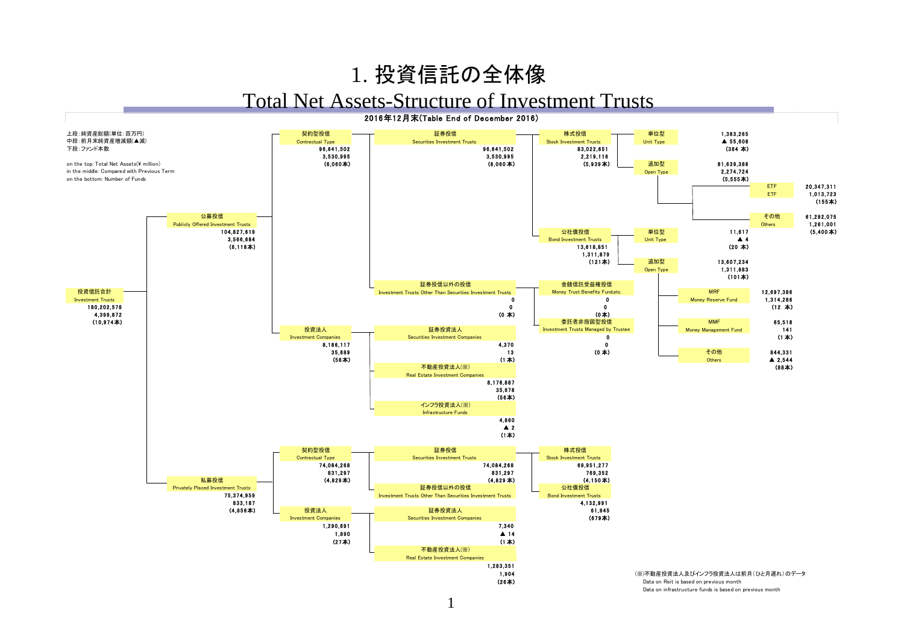# 1. 投資信託の全体像

## Total Net Assets-Structure of Investment Trusts

**2016年12月末(Table End of December 2016)**

上段：純資産総額(単位：百万円)
中段：前月末純資産増減額(▲減)
下段：ファンド本数

on the top: Total Net Assets(¥ million)
in the middle: Compared with Previous Term
on the bottom: Number of Funds

- **投資信託合計 Investment Trusts**: 180,202,578 / 4,399,872 / (10,974本)
  - **公募投信 Publicly Offered Investment Trusts**: 104,827,619 / 3,566,684 / (6,118本)
    - **契約型投信 Contractual Type**: 96,641,502 / 3,530,995 / (6,060本)
      - **証券投信 Securities Investment Trusts**: 96,641,502 / 3,530,995 / (6,060本)
        - **株式投信 Stock Investment Trusts**: 83,022,651 / 2,219,116 / (5,939本)
          - **単位型 Unit Type**: 1,383,265 / ▲ 55,608 / (384 本)
          - **追加型 Open Type**: 81,639,386 / 2,274,724 / (5,555本)
            - **ETF ETF**: 20,347,311 / 1,013,723 / (155本)
            - **その他 Others**: 61,292,075 / 1,261,001 / (5,400本)
        - **公社債投信 Bond Investment Trusts**: 13,618,851 / 1,311,879 / (121本)
          - **単位型 Unit Type**: 11,617 / ▲ 4 / (20 本)
          - **追加型 Open Type**: 13,607,234 / 1,311,883 / (101本)
            - **MRF Money Reserve Fund**: 12,697,386 / 1,314,286 / (12 本)
            - **MMF Money Management Fund**: 65,518 / 141 / (1 本)
            - **その他 Others**: 844,331 / ▲ 2,544 / (88本)
      - **証券投信以外の投信 Investment Trusts Other Than Securities Investment Trusts**: 0 / 0 / (0 本)
        - **金銭信託受益権投信 Money Trust Benefits Fund,etc.**: 0 / 0 / (0本)
        - **委託者非指図型投信 Investment Trusts Managed by Trustee**: 0 / 0 / (0 本)
    - **投資法人 Investment Companies**: 8,186,117 / 35,689 / (58本)
      - **証券投資法人 Securities Investment Companies**: 4,370 / 13 / (1 本)
      - **不動産投資法人(※) Real Estate Investment Companies**: 8,176,887 / 35,678 / (56本)
      - **インフラ投資法人(※) Infrastructure Funds**: 4,860 / ▲ 2 / (1 本)
  - **私募投信 Privately Placed Investment Trusts**: 75,374,959 / 833,187 / (4,856本)
    - **契約型投信 Contractual Type**: 74,084,268 / 831,297 / (4,829本)
      - **証券投信 Securities Investment Trusts**: 74,084,268 / 831,297 / (4,829本)
        - **株式投信 Stock Investment Trusts**: 69,951,277 / 769,352 / (4,150本)
        - **公社債投信 Bond Investment Trusts**: 4,132,991 / 61,945 / (679本)
      - **証券投信以外の投信 Investment Trusts Other Than Securities Investment Trusts**
    - **投資法人 Investment Companies**: 1,290,691 / 1,890 / (27本)
      - **証券投資法人 Securities Investment Companies**: 7,340 / ▲ 14 / (1 本)
      - **不動産投資法人(※) Real Estate Investment Companies**: 1,283,351 / 1,904 / (26本)

(※)不動産投資法人及びインフラ投資法人は前月(ひと月遅れ)のデータ
Data on Reit is based on previous month
Data on infrastructure funds is based on previous month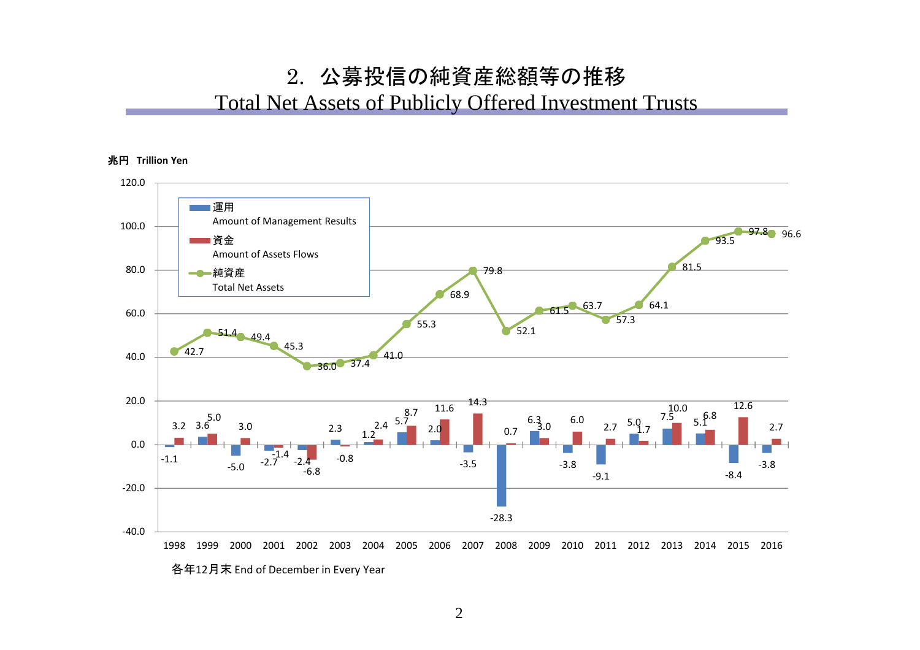# 2．公募投信の純資産総額等の推移

## Total Net Assets of Publicly Offered Investment Trusts

兆円 Trillion Yen

| 年 | 運用 Amount of Management Results | 資金 Amount of Assets Flows | 純資産 Total Net Assets |
|---|---|---|---|
| 1998 | -1.1 | 3.2 | 42.7 |
| 1999 | 3.6 | 5.0 | 51.4 |
| 2000 | -5.0 | 3.0 | 49.4 |
| 2001 | -2.7 | -1.4 | 45.3 |
| 2002 | -2.4 | -6.8 | 36.0 |
| 2003 | 2.3 | -0.8 | 37.4 |
| 2004 | 1.2 | 2.4 | 41.0 |
| 2005 | 5.7 | 8.7 | 55.3 |
| 2006 | 2.0 | 11.6 | 68.9 |
| 2007 | -3.5 | 14.3 | 79.8 |
| 2008 | -28.3 | 0.7 | 52.1 |
| 2009 | 6.3 | 3.0 | 61.5 |
| 2010 | -3.8 | 6.0 | 63.7 |
| 2011 | -9.1 | 2.7 | 57.3 |
| 2012 | 5.0 | 1.7 | 64.1 |
| 2013 | 7.5 | 10.0 | 81.5 |
| 2014 | 5.1 | 6.8 | 93.5 |
| 2015 | -8.4 | 12.6 | 97.8 |
| 2016 | -3.8 | 2.7 | 96.6 |

各年12月末 End of December in Every Year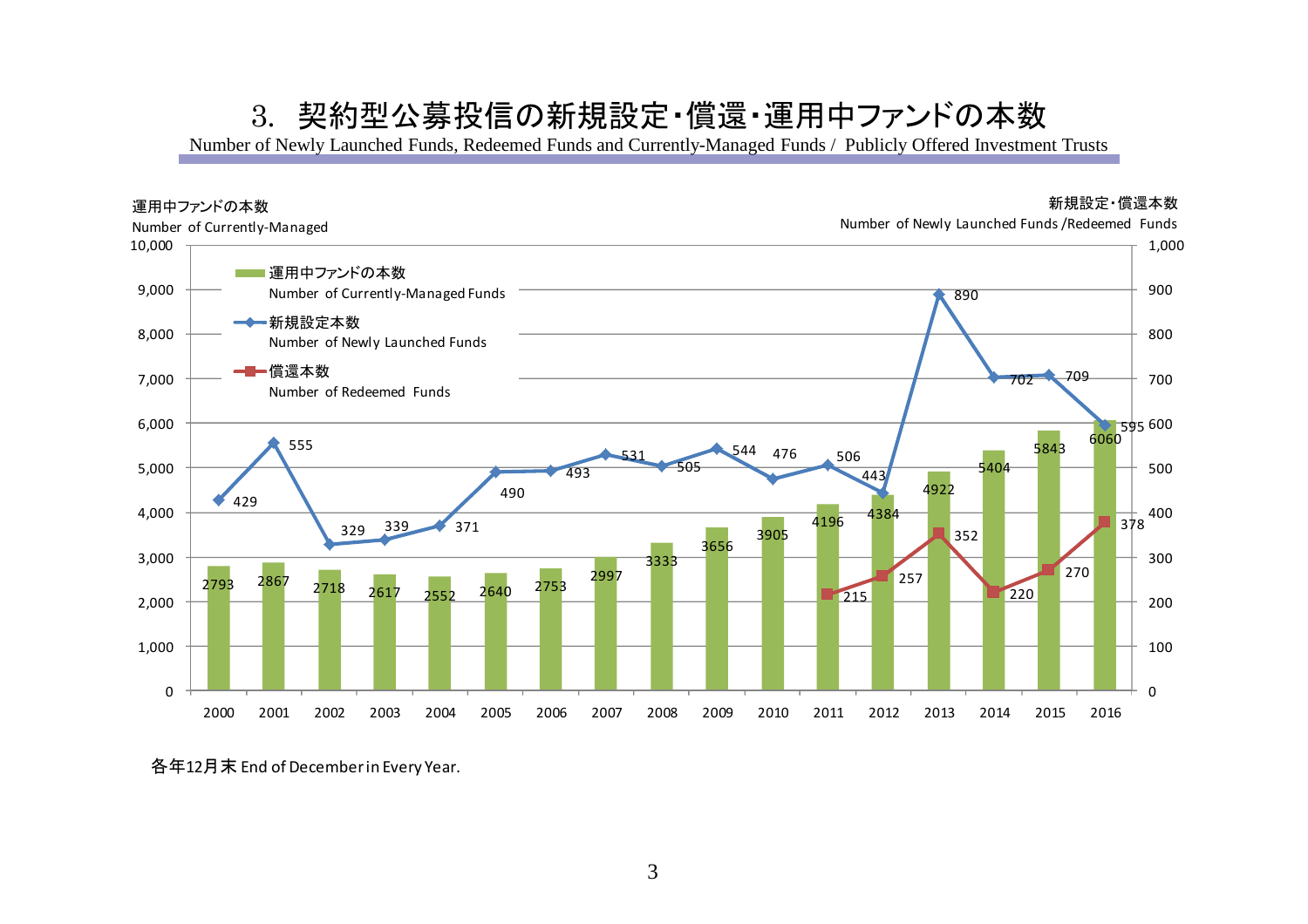# 3. 契約型公募投信の新規設定・償還・運用中ファンドの本数

Number of Newly Launched Funds, Redeemed Funds and Currently-Managed Funds / Publicly Offered Investment Trusts

| 年 | 運用中ファンドの本数 Number of Currently-Managed Funds | 新規設定本数 Number of Newly Launched Funds | 償還本数 Number of Redeemed Funds |
|---|---|---|---|
| 2000 | 2793 | 429 | |
| 2001 | 2867 | 555 | |
| 2002 | 2718 | 329 | |
| 2003 | 2617 | 339 | |
| 2004 | 2552 | 371 | |
| 2005 | 2640 | 490 | |
| 2006 | 2753 | 493 | |
| 2007 | 2997 | 531 | |
| 2008 | 3333 | 505 | |
| 2009 | 3656 | 544 | |
| 2010 | 3905 | 476 | |
| 2011 | 4196 | 506 | 215 |
| 2012 | 4384 | 443 | 257 |
| 2013 | 4922 | 890 | 352 |
| 2014 | 5404 | 702 | 220 |
| 2015 | 5843 | 709 | 270 |
| 2016 | 6060 | 595 | 378 |

各年12月末 End of December in Every Year.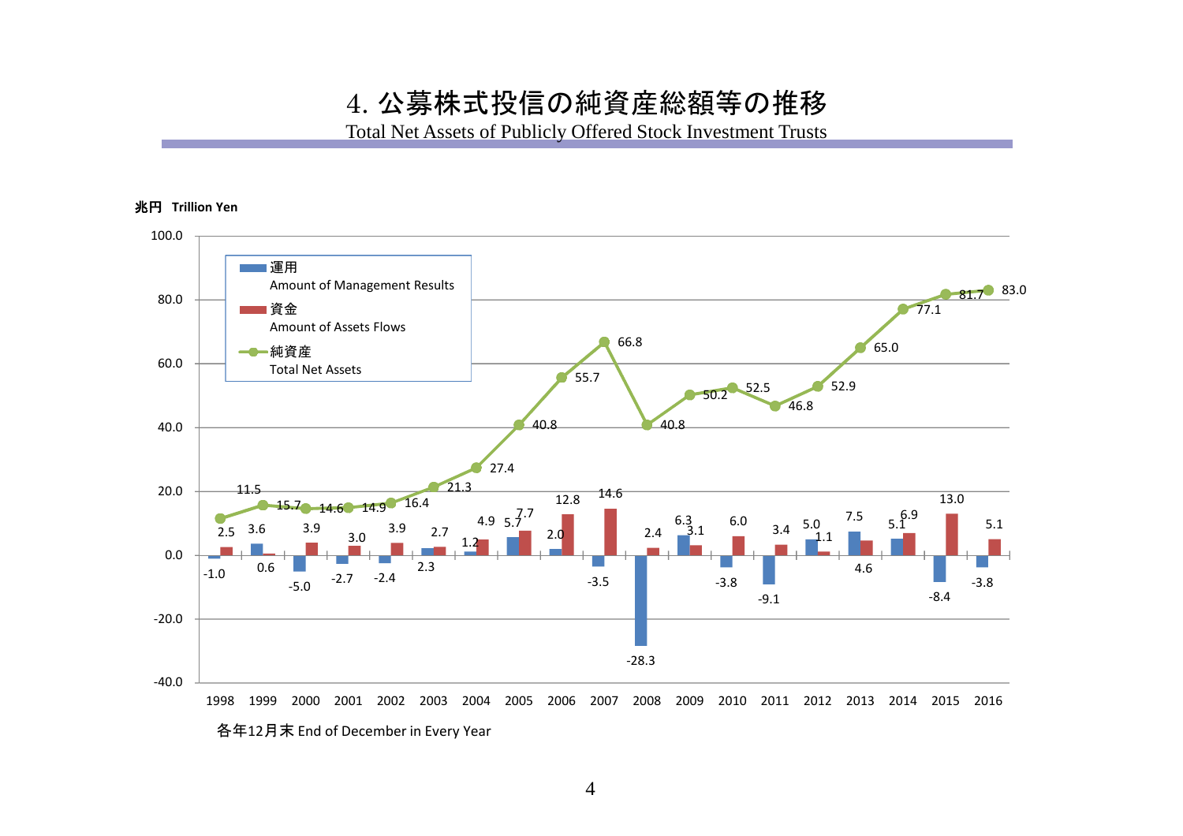# 4. 公募株式投信の純資産総額等の推移

Total Net Assets of Publicly Offered Stock Investment Trusts

兆円 Trillion Yen

| 年 | 運用 Amount of Management Results | 資金 Amount of Assets Flows | 純資産 Total Net Assets |
|---|---|---|---|
| 1998 | -1.0 | 2.5 | 11.5 |
| 1999 | 3.6 | 0.6 | 15.7 |
| 2000 | -5.0 | 3.9 | 14.6 |
| 2001 | -2.7 | 3.0 | 14.9 |
| 2002 | -2.4 | 3.9 | 16.4 |
| 2003 | 2.3 | 2.7 | 21.3 |
| 2004 | 1.2 | 4.9 | 27.4 |
| 2005 | 5.7 | 7.7 | 40.8 |
| 2006 | 2.0 | 12.8 | 55.7 |
| 2007 | -3.5 | 14.6 | 66.8 |
| 2008 | -28.3 | 2.4 | 40.8 |
| 2009 | 6.3 | 3.1 | 50.2 |
| 2010 | -3.8 | 6.0 | 52.5 |
| 2011 | -9.1 | 3.4 | 46.8 |
| 2012 | 5.0 | 1.1 | 52.9 |
| 2013 | 7.5 | 4.6 | 65.0 |
| 2014 | 5.1 | 6.9 | 77.1 |
| 2015 | -8.4 | 13.0 | 81.7 |
| 2016 | -3.8 | 5.1 | 83.0 |

各年12月末 End of December in Every Year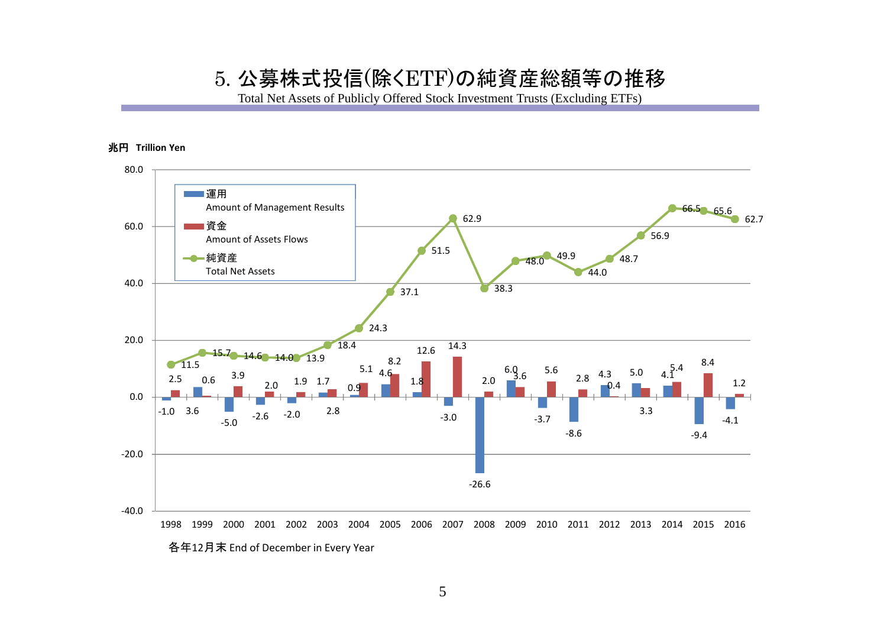# 5. 公募株式投信(除くETF)の純資産総額等の推移

Total Net Assets of Publicly Offered Stock Investment Trusts (Excluding ETFs)

兆円 Trillion Yen

| 年 Year | 運用 Amount of Management Results | 資金 Amount of Assets Flows | 純資産 Total Net Assets |
|---|---|---|---|
| 1998 | -1.0 | 2.5 | 11.5 |
| 1999 | 3.6 | 0.6 | 15.7 |
| 2000 | -5.0 | 3.9 | 14.6 |
| 2001 | -2.6 | 2.0 | 14.0 |
| 2002 | -2.0 | 1.9 | 13.9 |
| 2003 | 1.7 | 2.8 | 18.4 |
| 2004 | 0.9 | 5.1 | 24.3 |
| 2005 | 4.6 | 8.2 | 37.1 |
| 2006 | 1.8 | 12.6 | 51.5 |
| 2007 | -3.0 | 14.3 | 62.9 |
| 2008 | -26.6 | 2.0 | 38.3 |
| 2009 | 6.0 | 3.6 | 48.0 |
| 2010 | -3.7 | 5.6 | 49.9 |
| 2011 | -8.6 | 2.8 | 44.0 |
| 2012 | 4.3 | 0.4 | 48.7 |
| 2013 | 5.0 | 3.3 | 56.9 |
| 2014 | 4.1 | 5.4 | 66.5 |
| 2015 | -9.4 | 8.4 | 65.6 |
| 2016 | -4.1 | 1.2 | 62.7 |

各年12月末 End of December in Every Year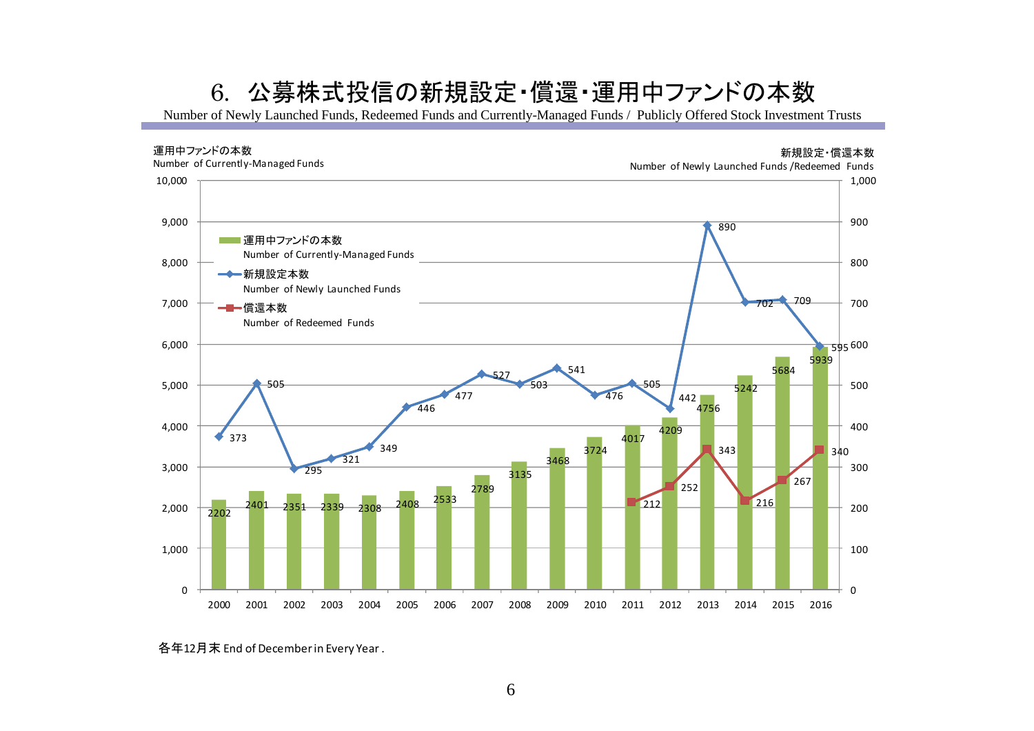# 6. 公募株式投信の新規設定・償還・運用中ファンドの本数

Number of Newly Launched Funds, Redeemed Funds and Currently-Managed Funds / Publicly Offered Stock Investment Trusts

| 年 | 運用中ファンドの本数 Number of Currently-Managed Funds | 新規設定本数 Number of Newly Launched Funds | 償還本数 Number of Redeemed Funds |
|---|---|---|---|
| 2000 | 2202 | 373 | |
| 2001 | 2401 | 505 | |
| 2002 | 2351 | 295 | |
| 2003 | 2339 | 321 | |
| 2004 | 2308 | 349 | |
| 2005 | 2408 | 446 | |
| 2006 | 2533 | 477 | |
| 2007 | 2789 | 527 | |
| 2008 | 3135 | 503 | |
| 2009 | 3468 | 541 | |
| 2010 | 3724 | 476 | |
| 2011 | 4017 | 505 | 212 |
| 2012 | 4209 | 442 | 252 |
| 2013 | 4756 | 890 | 343 |
| 2014 | 5242 | 702 | 216 |
| 2015 | 5684 | 709 | 267 |
| 2016 | 5939 | 595 | 340 |

各年12月末 End of December in Every Year .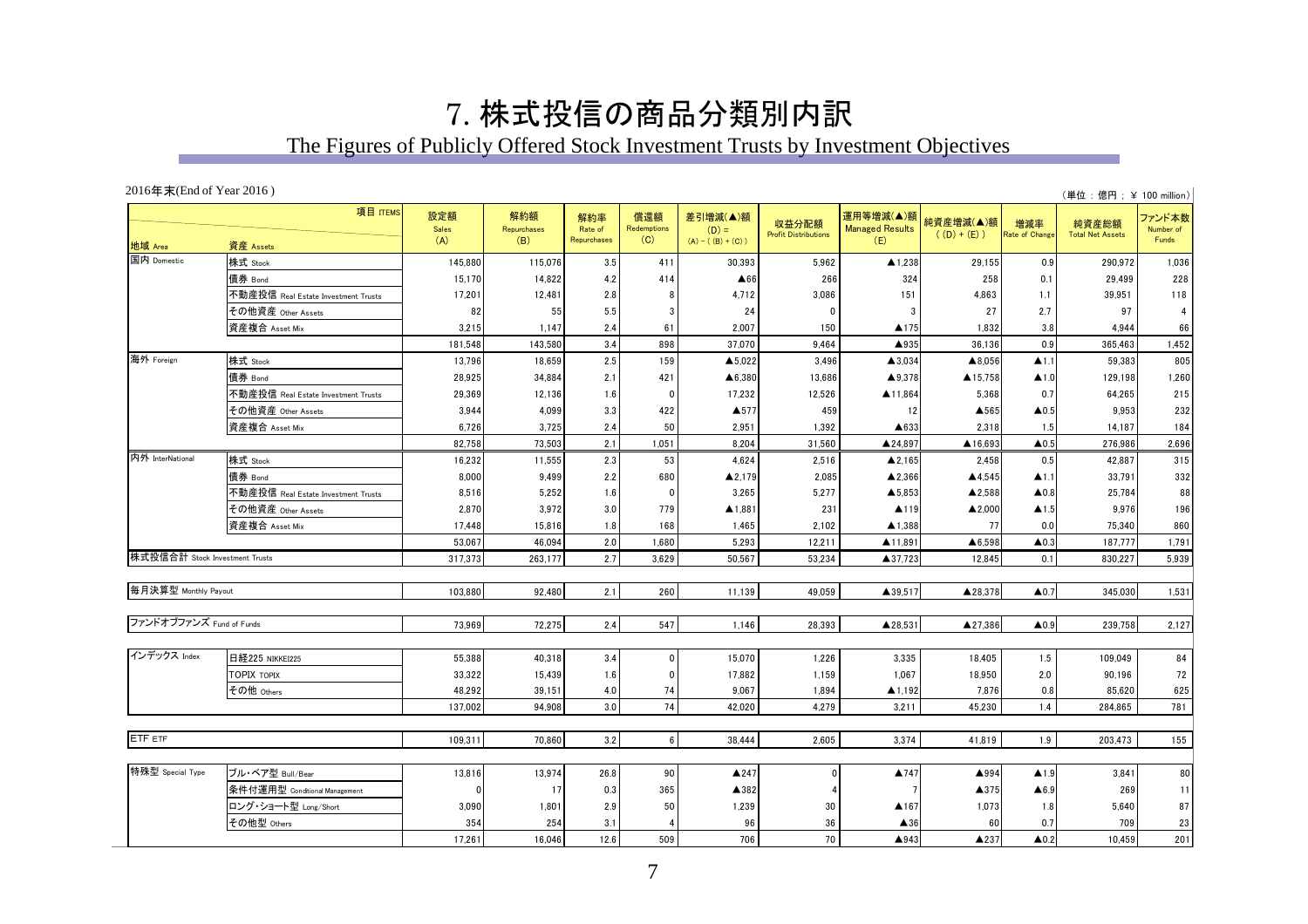# 7. 株式投信の商品分類別内訳

## The Figures of Publicly Offered Stock Investment Trusts by Investment Objectives

2016年末(End of Year 2016 )

（単位：億円；￥ 100 million）

| 地域 Area | 資産 Assets | 設定額 Sales (A) | 解約額 Repurchases (B) | 解約率 Rate of Repurchases | 償還額 Redemptions (C) | 差引増減(▲)額 (D) = (A) - ((B) + (C)) | 収益分配額 Profit Distributions | 運用等増減(▲)額 Managed Results (E) | 純資産増減(▲)額 ((D) + (E)) | 増減率 Rate of Change | 純資産総額 Total Net Assets | ファンド本数 Number of Funds |
|---|---|---|---|---|---|---|---|---|---|---|---|---|
| 国内 Domestic | 株式 Stock | 145,880 | 115,076 | 3.5 | 411 | 30,393 | 5,962 | ▲1,238 | 29,155 | 0.9 | 290,972 | 1,036 |
| | 債券 Bond | 15,170 | 14,822 | 4.2 | 414 | ▲66 | 266 | 324 | 258 | 0.1 | 29,499 | 228 |
| | 不動産投信 Real Estate Investment Trusts | 17,201 | 12,481 | 2.8 | 8 | 4,712 | 3,086 | 151 | 4,863 | 1.1 | 39,951 | 118 |
| | その他資産 Other Assets | 82 | 55 | 5.5 | 3 | 24 | 0 | 3 | 27 | 2.7 | 97 | 4 |
| | 資産複合 Asset Mix | 3,215 | 1,147 | 2.4 | 61 | 2,007 | 150 | ▲175 | 1,832 | 3.8 | 4,944 | 66 |
| | | 181,548 | 143,580 | 3.4 | 898 | 37,070 | 9,464 | ▲935 | 36,136 | 0.9 | 365,463 | 1,452 |
| 海外 Foreign | 株式 Stock | 13,796 | 18,659 | 2.5 | 159 | ▲5,022 | 3,496 | ▲3,034 | ▲8,056 | ▲1.1 | 59,383 | 805 |
| | 債券 Bond | 28,925 | 34,884 | 2.1 | 421 | ▲6,380 | 13,686 | ▲9,378 | ▲15,758 | ▲1.0 | 129,198 | 1,260 |
| | 不動産投信 Real Estate Investment Trusts | 29,369 | 12,136 | 1.6 | 0 | 17,232 | 12,526 | ▲11,864 | 5,368 | 0.7 | 64,265 | 215 |
| | その他資産 Other Assets | 3,944 | 4,099 | 3.3 | 422 | ▲577 | 459 | 12 | ▲565 | ▲0.5 | 9,953 | 232 |
| | 資産複合 Asset Mix | 6,726 | 3,725 | 2.4 | 50 | 2,951 | 1,392 | ▲633 | 2,318 | 1.5 | 14,187 | 184 |
| | | 82,758 | 73,503 | 2.1 | 1,051 | 8,204 | 31,560 | ▲24,897 | ▲16,693 | ▲0.5 | 276,986 | 2,696 |
| 内外 InterNational | 株式 Stock | 16,232 | 11,555 | 2.3 | 53 | 4,624 | 2,516 | ▲2,165 | 2,458 | 0.5 | 42,887 | 315 |
| | 債券 Bond | 8,000 | 9,499 | 2.2 | 680 | ▲2,179 | 2,085 | ▲2,366 | ▲4,545 | ▲1.1 | 33,791 | 332 |
| | 不動産投信 Real Estate Investment Trusts | 8,516 | 5,252 | 1.6 | 0 | 3,265 | 5,277 | ▲5,853 | ▲2,588 | ▲0.8 | 25,784 | 88 |
| | その他資産 Other Assets | 2,870 | 3,972 | 3.0 | 779 | ▲1,881 | 231 | ▲119 | ▲2,000 | ▲1.5 | 9,976 | 196 |
| | 資産複合 Asset Mix | 17,448 | 15,816 | 1.8 | 168 | 1,465 | 2,102 | ▲1,388 | 77 | 0.0 | 75,340 | 860 |
| | | 53,067 | 46,094 | 2.0 | 1,680 | 5,293 | 12,211 | ▲11,891 | ▲6,598 | ▲0.3 | 187,777 | 1,791 |
| 株式投信合計 Stock Investment Trusts | | 317,373 | 263,177 | 2.7 | 3,629 | 50,567 | 53,234 | ▲37,723 | 12,845 | 0.1 | 830,227 | 5,939 |
| 毎月決算型 Monthly Payout | | 103,880 | 92,480 | 2.1 | 260 | 11,139 | 49,059 | ▲39,517 | ▲28,378 | ▲0.7 | 345,030 | 1,531 |
| ファンドオブファンズ Fund of Funds | | 73,969 | 72,275 | 2.4 | 547 | 1,146 | 28,393 | ▲28,531 | ▲27,386 | ▲0.9 | 239,758 | 2,127 |
| インデックス Index | 日経225 NIKKEI225 | 55,388 | 40,318 | 3.4 | 0 | 15,070 | 1,226 | 3,335 | 18,405 | 1.5 | 109,049 | 84 |
| | TOPIX TOPIX | 33,322 | 15,439 | 1.6 | 0 | 17,882 | 1,159 | 1,067 | 18,950 | 2.0 | 90,196 | 72 |
| | その他 Others | 48,292 | 39,151 | 4.0 | 74 | 9,067 | 1,894 | ▲1,192 | 7,876 | 0.8 | 85,620 | 625 |
| | | 137,002 | 94,908 | 3.0 | 74 | 42,020 | 4,279 | 3,211 | 45,230 | 1.4 | 284,865 | 781 |
| ETF ETF | | 109,311 | 70,860 | 3.2 | 6 | 38,444 | 2,605 | 3,374 | 41,819 | 1.9 | 203,473 | 155 |
| 特殊型 Special Type | ブル・ベア型 Bull/Bear | 13,816 | 13,974 | 26.8 | 90 | ▲247 | 0 | ▲747 | ▲994 | ▲1.9 | 3,841 | 80 |
| | 条件付運用型 Conditional Management | 0 | 17 | 0.3 | 365 | ▲382 | 4 | 7 | ▲375 | ▲6.9 | 269 | 11 |
| | ロング・ショート型 Long/Short | 3,090 | 1,801 | 2.9 | 50 | 1,239 | 30 | ▲167 | 1,073 | 1.8 | 5,640 | 87 |
| | その他型 Others | 354 | 254 | 3.1 | 4 | 96 | 36 | ▲36 | 60 | 0.7 | 709 | 23 |
| | | 17,261 | 16,046 | 12.6 | 509 | 706 | 70 | ▲943 | ▲237 | ▲0.2 | 10,459 | 201 |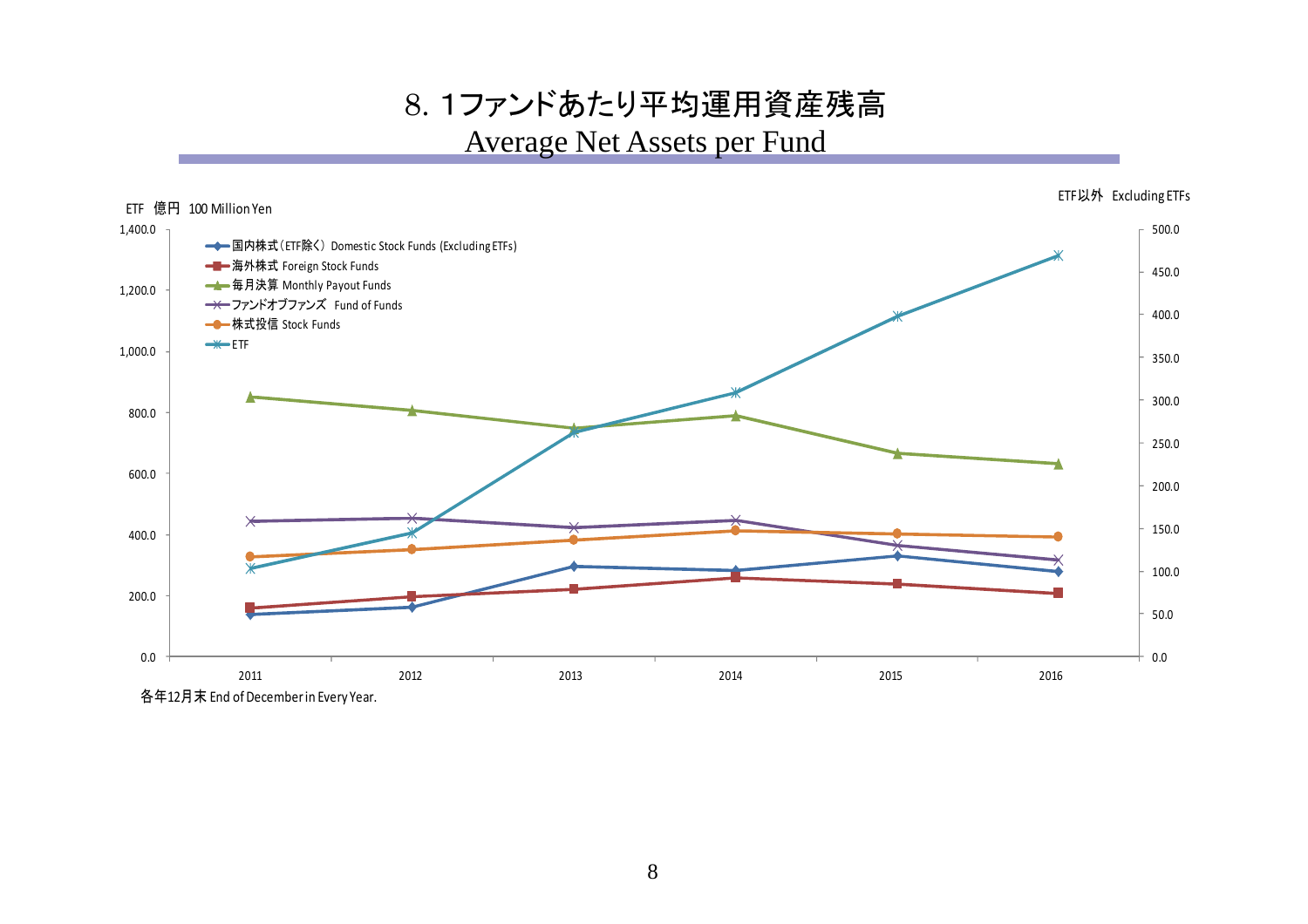# 8. 1ファンドあたり平均運用資産残高

## Average Net Assets per Fund

ETF　億円　100 Million Yen

ETF以外　Excluding ETFs

- 国内株式（ETF除く）Domestic Stock Funds (Excluding ETFs)
- 海外株式 Foreign Stock Funds
- 毎月決算 Monthly Payout Funds
- ファンドオブファンズ　Fund of Funds
- 株式投信 Stock Funds
- ETF

Left axis: 0.0, 200.0, 400.0, 600.0, 800.0, 1,000.0, 1,200.0, 1,400.0

Right axis: 0.0, 50.0, 100.0, 150.0, 200.0, 250.0, 300.0, 350.0, 400.0, 450.0, 500.0

Horizontal axis: 2011, 2012, 2013, 2014, 2015, 2016

各年12月末 End of December in Every Year.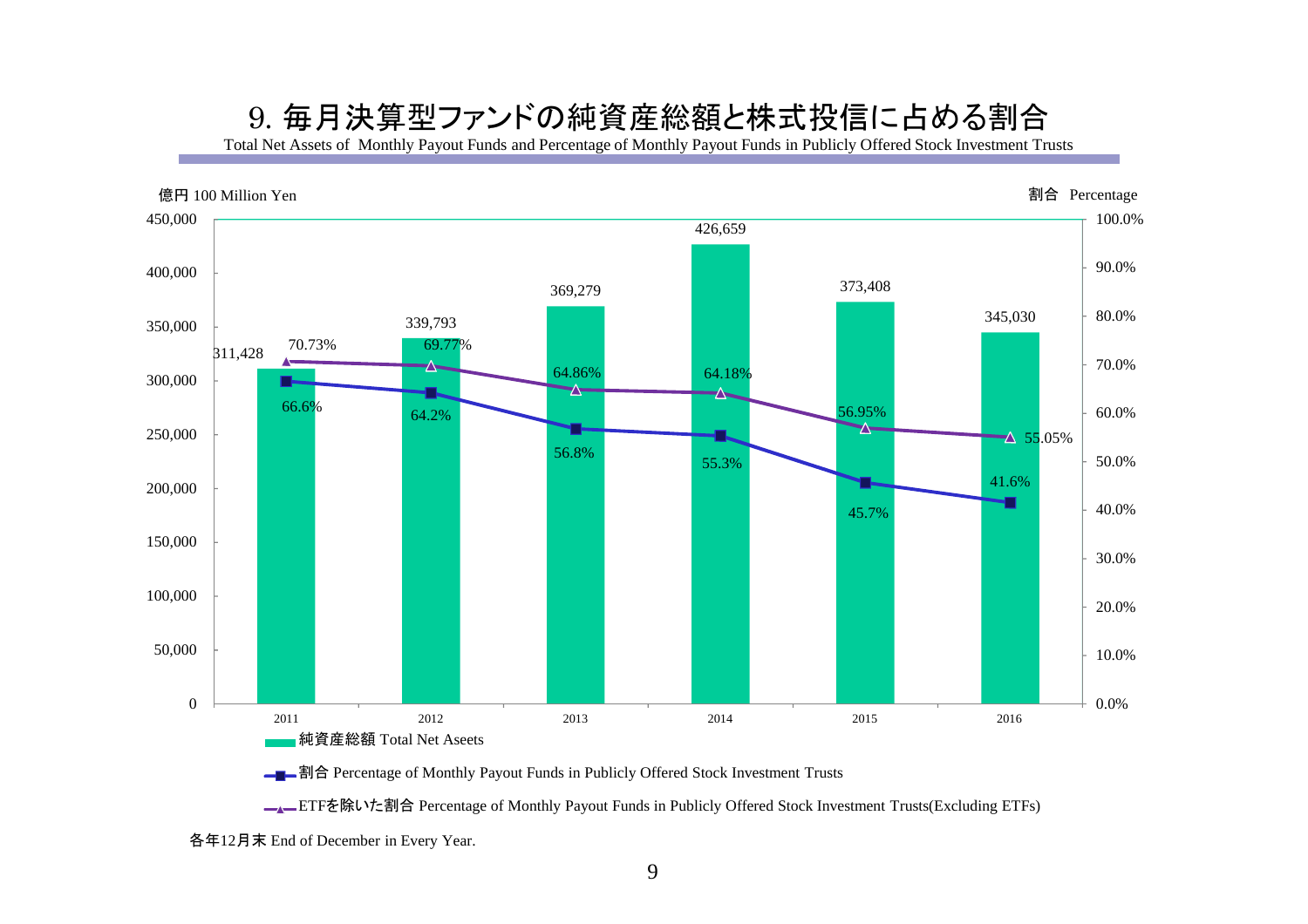# 9. 毎月決算型ファンドの純資産総額と株式投信に占める割合

Total Net Assets of Monthly Payout Funds and Percentage of Monthly Payout Funds in Publicly Offered Stock Investment Trusts

億円 100 Million Yen　　割合 Percentage

| 年 | 純資産総額 Total Net Aseets | 割合 Percentage of Monthly Payout Funds in Publicly Offered Stock Investment Trusts | ETFを除いた割合 Percentage of Monthly Payout Funds in Publicly Offered Stock Investment Trusts(Excluding ETFs) |
|---|---|---|---|
| 2011 | 311,428 | 66.6% | 70.73% |
| 2012 | 339,793 | 64.2% | 69.77% |
| 2013 | 369,279 | 56.8% | 64.86% |
| 2014 | 426,659 | 55.3% | 64.18% |
| 2015 | 373,408 | 45.7% | 56.95% |
| 2016 | 345,030 | 41.6% | 55.05% |

各年12月末 End of December in Every Year.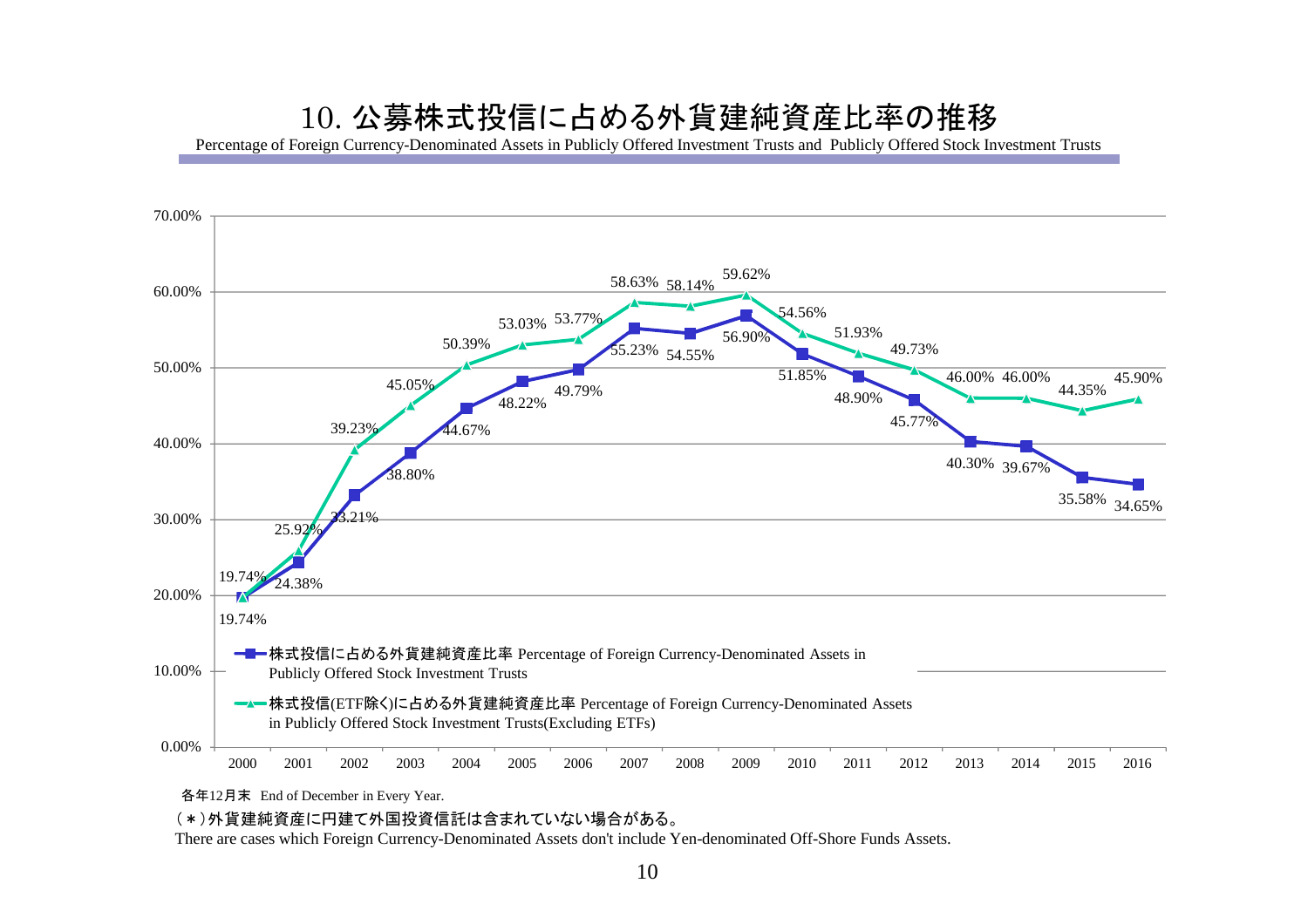# 10. 公募株式投信に占める外貨建純資産比率の推移

Percentage of Foreign Currency-Denominated Assets in Publicly Offered Investment Trusts and Publicly Offered Stock Investment Trusts

| 年 | 株式投信に占める外貨建純資産比率 Percentage of Foreign Currency-Denominated Assets in Publicly Offered Stock Investment Trusts | 株式投信(ETF除く)に占める外貨建純資産比率 Percentage of Foreign Currency-Denominated Assets in Publicly Offered Stock Investment Trusts(Excluding ETFs) |
|---|---|---|
| 2000 | 19.74% | 19.74% |
| 2001 | 24.38% | 25.92% |
| 2002 | 33.21% | 39.23% |
| 2003 | 38.80% | 45.05% |
| 2004 | 44.67% | 50.39% |
| 2005 | 48.22% | 53.03% |
| 2006 | 49.79% | 53.77% |
| 2007 | 55.23% | 58.63% |
| 2008 | 54.55% | 58.14% |
| 2009 | 56.90% | 59.62% |
| 2010 | 51.85% | 54.56% |
| 2011 | 48.90% | 51.93% |
| 2012 | 45.77% | 49.73% |
| 2013 | 40.30% | 46.00% |
| 2014 | 39.67% | 46.00% |
| 2015 | 35.58% | 44.35% |
| 2016 | 34.65% | 45.90% |

各年12月末 End of December in Every Year.

(＊)外貨建純資産に円建て外国投資信託は含まれていない場合がある。

There are cases which Foreign Currency-Denominated Assets don't include Yen-denominated Off-Shore Funds Assets.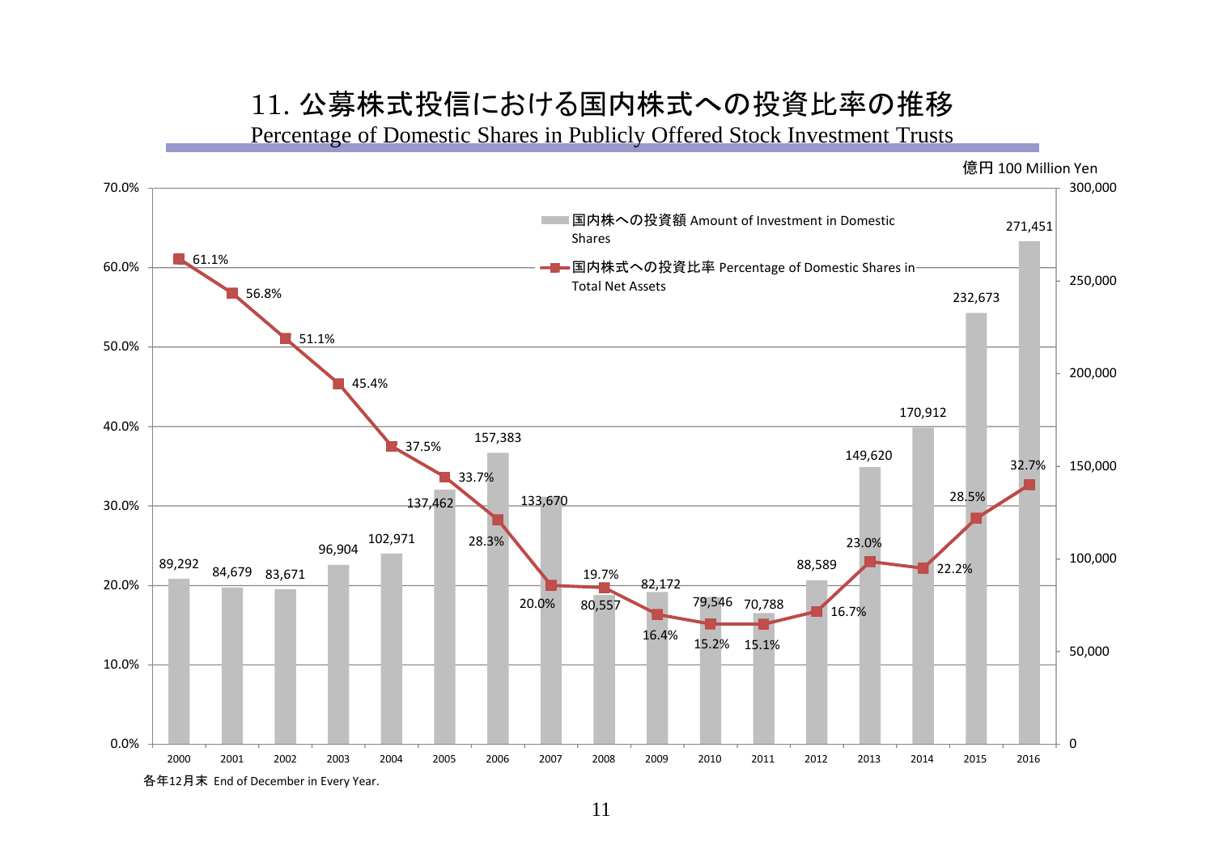# 11. 公募株式投信における国内株式への投資比率の推移

Percentage of Domestic Shares in Publicly Offered Stock Investment Trusts

億円 100 Million Yen

| 年 Year | 国内株への投資額 Amount of Investment in Domestic Shares | 国内株式への投資比率 Percentage of Domestic Shares in Total Net Assets |
|---|---|---|
| 2000 | 89,292 | 61.1% |
| 2001 | 84,679 | 56.8% |
| 2002 | 83,671 | 51.1% |
| 2003 | 96,904 | 45.4% |
| 2004 | 102,971 | 37.5% |
| 2005 | 137,462 | 33.7% |
| 2006 | 157,383 | 28.3% |
| 2007 | 133,670 | 20.0% |
| 2008 | 80,557 | 19.7% |
| 2009 | 82,172 | 16.4% |
| 2010 | 79,546 | 15.2% |
| 2011 | 70,788 | 15.1% |
| 2012 | 88,589 | 16.7% |
| 2013 | 149,620 | 23.0% |
| 2014 | 170,912 | 22.2% |
| 2015 | 232,673 | 28.5% |
| 2016 | 271,451 | 32.7% |

各年12月末 End of December in Every Year.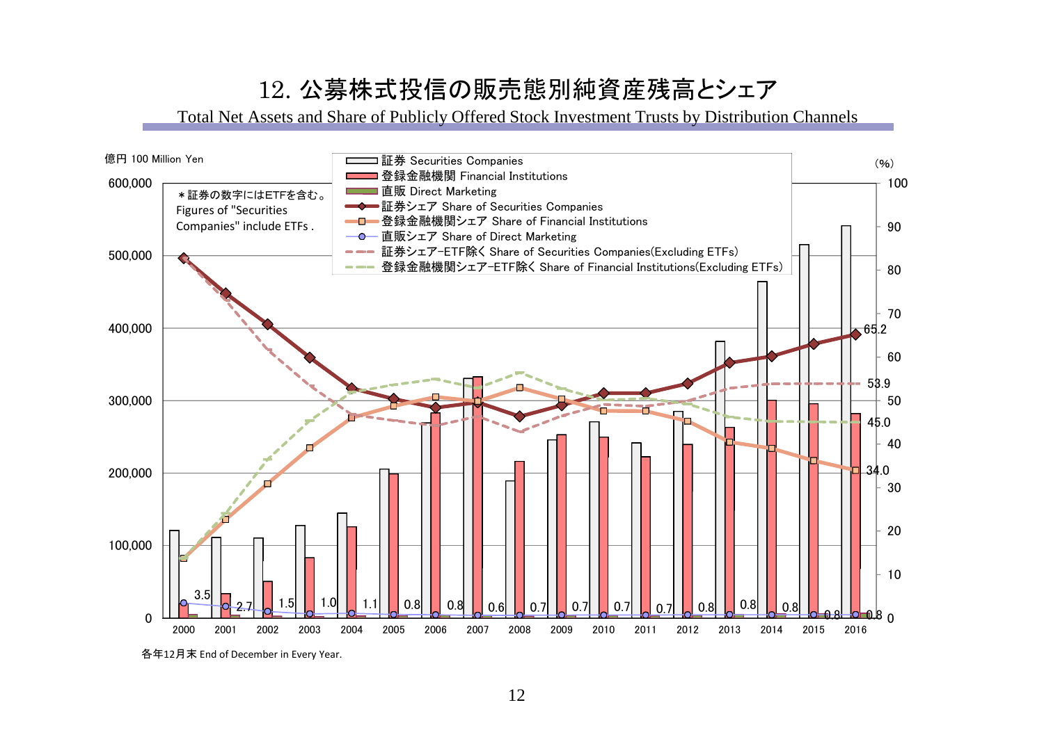# 12. 公募株式投信の販売態別純資産残高とシェア

Total Net Assets and Share of Publicly Offered Stock Investment Trusts by Distribution Channels

億円 100 Million Yen

(%)

- 証券 Securities Companies
- 登録金融機関 Financial Institutions
- 直販 Direct Marketing
- 証券シェア Share of Securities Companies
- 登録金融機関シェア Share of Financial Institutions
- 直販シェア Share of Direct Marketing
- 証券シェア−ETF除く Share of Securities Companies(Excluding ETFs)
- 登録金融機関シェア−ETF除く Share of Financial Institutions(Excluding ETFs)

＊証券の数字にはETFを含む。
Figures of "Securities Companies" include ETFs .

| Year | 2000 | 2001 | 2002 | 2003 | 2004 | 2005 | 2006 | 2007 | 2008 | 2009 | 2010 | 2011 | 2012 | 2013 | 2014 | 2015 | 2016 |
|---|---|---|---|---|---|---|---|---|---|---|---|---|---|---|---|---|---|
| 直販シェア Share of Direct Marketing (%) | 3.5 | 2.7 | 1.5 | 1.0 | 1.1 | 0.8 | 0.8 | 0.6 | 0.7 | 0.7 | 0.7 | 0.7 | 0.8 | 0.8 | 0.8 | 0.8 | 0.8 |

2016: 証券シェア 65.2, 証券シェア−ETF除く 53.9, 登録金融機関シェア−ETF除く 45.0, 登録金融機関シェア 34.0

各年12月末 End of December in Every Year.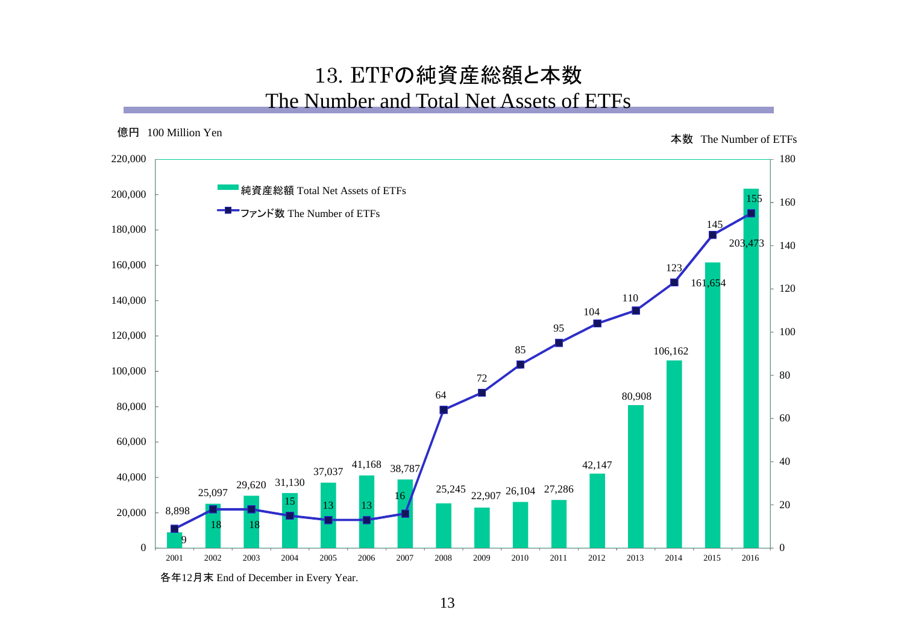# 13. ETFの純資産総額と本数

## The Number and Total Net Assets of ETFs

億円 100 Million Yen

本数 The Number of ETFs

| 年 Year | 純資産総額 Total Net Assets of ETFs | ファンド数 The Number of ETFs |
|---|---|---|
| 2001 | 8,898 | 9 |
| 2002 | 25,097 | 18 |
| 2003 | 29,620 | 18 |
| 2004 | 31,130 | 15 |
| 2005 | 37,037 | 13 |
| 2006 | 41,168 | 13 |
| 2007 | 38,787 | 16 |
| 2008 | 25,245 | 64 |
| 2009 | 22,907 | 72 |
| 2010 | 26,104 | 85 |
| 2011 | 27,286 | 95 |
| 2012 | 42,147 | 104 |
| 2013 | 80,908 | 110 |
| 2014 | 106,162 | 123 |
| 2015 | 161,654 | 145 |
| 2016 | 203,473 | 155 |

各年12月末 End of December in Every Year.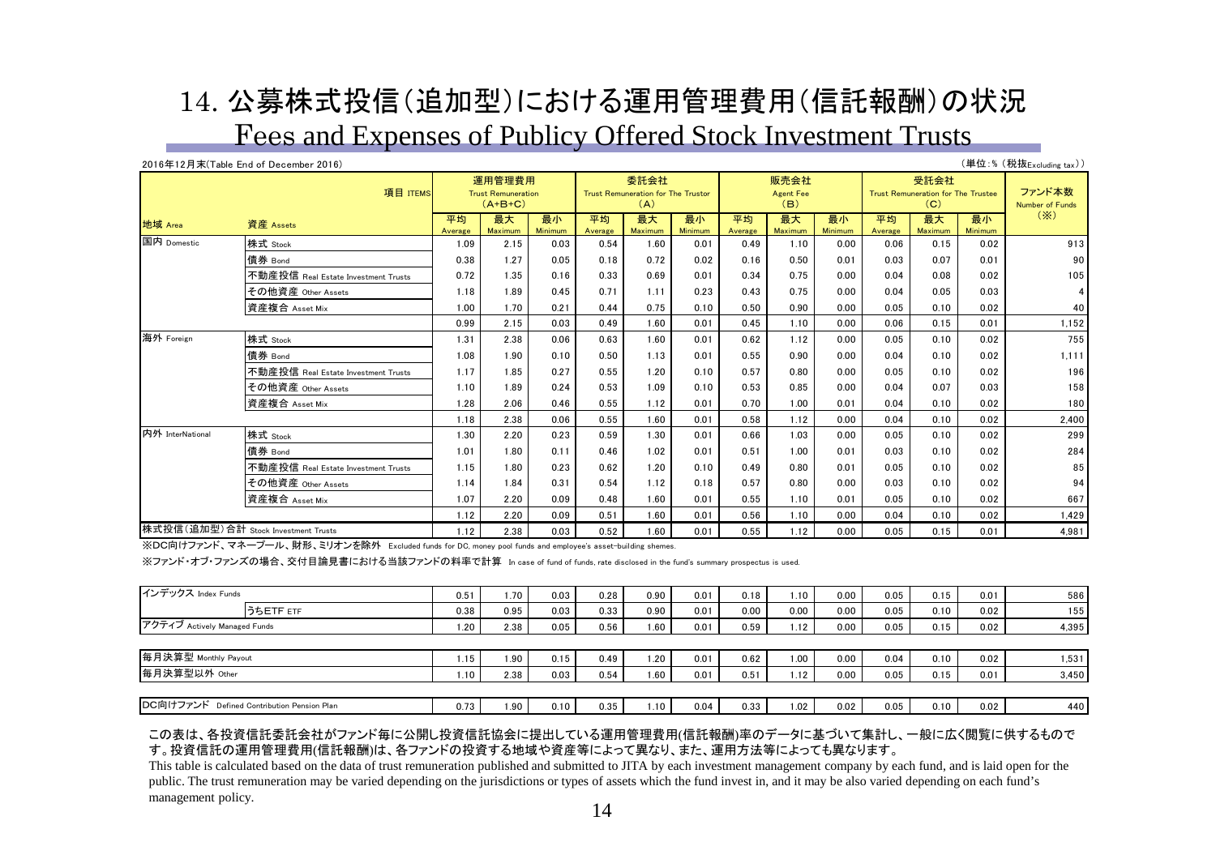# 14. 公募株式投信(追加型)における運用管理費用(信託報酬)の状況

## Fees and Expenses of Publicy Offered Stock Investment Trusts

2016年12月末(Table End of December 2016)

(単位:% (税抜Excluding tax))

| 地域 Area | 資産 Assets | 運用管理費用 Trust Remuneration (A+B+C) | | | 委託会社 Trust Remuneration for The Trustor (A) | | | 販売会社 Agent Fee (B) | | | 受託会社 Trust Remuneration for The Trustee (C) | | | ファンド本数 Number of Funds (※) |
|---|---|---|---|---|---|---|---|---|---|---|---|---|---|---|
| | | 平均 Average | 最大 Maximum | 最小 Minimum | 平均 Average | 最大 Maximum | 最小 Minimum | 平均 Average | 最大 Maximum | 最小 Minimum | 平均 Average | 最大 Maximum | 最小 Minimum | |
| 国内 Domestic | 株式 Stock | 1.09 | 2.15 | 0.03 | 0.54 | 1.60 | 0.01 | 0.49 | 1.10 | 0.00 | 0.06 | 0.15 | 0.02 | 913 |
| | 債券 Bond | 0.38 | 1.27 | 0.05 | 0.18 | 0.72 | 0.02 | 0.16 | 0.50 | 0.01 | 0.03 | 0.07 | 0.01 | 90 |
| | 不動産投信 Real Estate Investment Trusts | 0.72 | 1.35 | 0.16 | 0.33 | 0.69 | 0.01 | 0.34 | 0.75 | 0.00 | 0.04 | 0.08 | 0.02 | 105 |
| | その他資産 Other Assets | 1.18 | 1.89 | 0.45 | 0.71 | 1.11 | 0.23 | 0.43 | 0.75 | 0.00 | 0.04 | 0.05 | 0.03 | 4 |
| | 資産複合 Asset Mix | 1.00 | 1.70 | 0.21 | 0.44 | 0.75 | 0.10 | 0.50 | 0.90 | 0.00 | 0.05 | 0.10 | 0.02 | 40 |
| | | 0.99 | 2.15 | 0.03 | 0.49 | 1.60 | 0.01 | 0.45 | 1.10 | 0.00 | 0.06 | 0.15 | 0.01 | 1,152 |
| 海外 Foreign | 株式 Stock | 1.31 | 2.38 | 0.06 | 0.63 | 1.60 | 0.01 | 0.62 | 1.12 | 0.00 | 0.05 | 0.10 | 0.02 | 755 |
| | 債券 Bond | 1.08 | 1.90 | 0.10 | 0.50 | 1.13 | 0.01 | 0.55 | 0.90 | 0.00 | 0.04 | 0.10 | 0.02 | 1,111 |
| | 不動産投信 Real Estate Investment Trusts | 1.17 | 1.85 | 0.27 | 0.55 | 1.20 | 0.10 | 0.57 | 0.80 | 0.00 | 0.05 | 0.10 | 0.02 | 196 |
| | その他資産 Other Assets | 1.10 | 1.89 | 0.24 | 0.53 | 1.09 | 0.10 | 0.53 | 0.85 | 0.00 | 0.04 | 0.07 | 0.03 | 158 |
| | 資産複合 Asset Mix | 1.28 | 2.06 | 0.46 | 0.55 | 1.12 | 0.01 | 0.70 | 1.00 | 0.01 | 0.04 | 0.10 | 0.02 | 180 |
| | | 1.18 | 2.38 | 0.06 | 0.55 | 1.60 | 0.01 | 0.58 | 1.12 | 0.00 | 0.04 | 0.10 | 0.02 | 2,400 |
| 内外 InterNational | 株式 Stock | 1.30 | 2.20 | 0.23 | 0.59 | 1.30 | 0.01 | 0.66 | 1.03 | 0.00 | 0.05 | 0.10 | 0.02 | 299 |
| | 債券 Bond | 1.01 | 1.80 | 0.11 | 0.46 | 1.02 | 0.01 | 0.51 | 1.00 | 0.01 | 0.03 | 0.10 | 0.02 | 284 |
| | 不動産投信 Real Estate Investment Trusts | 1.15 | 1.80 | 0.23 | 0.62 | 1.20 | 0.10 | 0.49 | 0.80 | 0.01 | 0.05 | 0.10 | 0.02 | 85 |
| | その他資産 Other Assets | 1.14 | 1.84 | 0.31 | 0.54 | 1.12 | 0.18 | 0.57 | 0.80 | 0.00 | 0.03 | 0.10 | 0.02 | 94 |
| | 資産複合 Asset Mix | 1.07 | 2.20 | 0.09 | 0.48 | 1.60 | 0.01 | 0.55 | 1.10 | 0.01 | 0.05 | 0.10 | 0.02 | 667 |
| | | 1.12 | 2.20 | 0.09 | 0.51 | 1.60 | 0.01 | 0.56 | 1.10 | 0.00 | 0.04 | 0.10 | 0.02 | 1,429 |
| 株式投信(追加型)合計 Stock Investment Trusts | | 1.12 | 2.38 | 0.03 | 0.52 | 1.60 | 0.01 | 0.55 | 1.12 | 0.00 | 0.05 | 0.15 | 0.01 | 4,981 |

※DC向けファンド、マネープール、財形、ミリオンを除外 Excluded funds for DC, money pool funds and employee's asset-building shemes.

※ファンド・オブ・ファンズの場合、交付目論見書における当該ファンドの料率で計算 In case of fund of funds, rate disclosed in the fund's summary prospectus is used.

| | | 平均 | 最大 | 最小 | 平均 | 最大 | 最小 | 平均 | 最大 | 最小 | 平均 | 最大 | 最小 | ファンド本数 |
|---|---|---|---|---|---|---|---|---|---|---|---|---|---|---|
| インデックス Index Funds | | 0.51 | 1.70 | 0.03 | 0.28 | 0.90 | 0.01 | 0.18 | 1.10 | 0.00 | 0.05 | 0.15 | 0.01 | 586 |
| | うちETF ETF | 0.38 | 0.95 | 0.03 | 0.33 | 0.90 | 0.01 | 0.00 | 0.00 | 0.00 | 0.05 | 0.10 | 0.02 | 155 |
| アクティブ Actively Managed Funds | | 1.20 | 2.38 | 0.05 | 0.56 | 1.60 | 0.01 | 0.59 | 1.12 | 0.00 | 0.05 | 0.15 | 0.02 | 4,395 |
| 毎月決算型 Monthly Payout | | 1.15 | 1.90 | 0.15 | 0.49 | 1.20 | 0.01 | 0.62 | 1.00 | 0.00 | 0.04 | 0.10 | 0.02 | 1,531 |
| 毎月決算型以外 Other | | 1.10 | 2.38 | 0.03 | 0.54 | 1.60 | 0.01 | 0.51 | 1.12 | 0.00 | 0.05 | 0.15 | 0.01 | 3,450 |
| DC向けファンド Defined Contribution Pension Plan | | 0.73 | 1.90 | 0.10 | 0.35 | 1.10 | 0.04 | 0.33 | 1.02 | 0.02 | 0.05 | 0.10 | 0.02 | 440 |

この表は、各投資信託委託会社がファンド毎に公開し投資信託協会に提出している運用管理費用(信託報酬)率のデータに基づいて集計し、一般に広く閲覧に供するものです。投資信託の運用管理費用(信託報酬)は、各ファンドの投資する地域や資産等によって異なり、また、運用方法等によっても異なります。

This table is calculated based on the data of trust remuneration published and submitted to JITA by each investment management company by each fund, and is laid open for the public. The trust remuneration may be varied depending on the jurisdictions or types of assets which the fund invest in, and it may be also varied depending on each fund's management policy.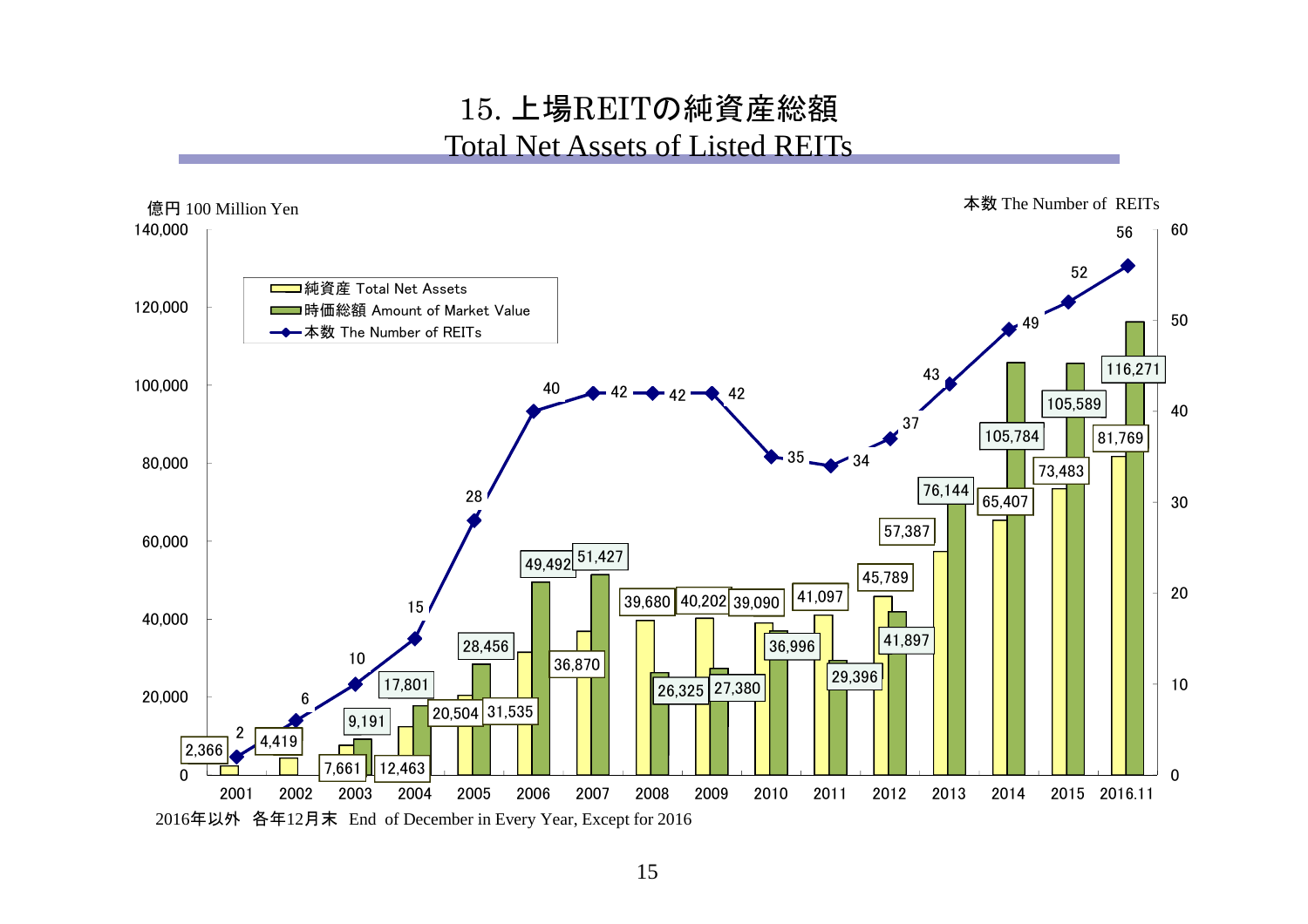# 15. 上場REITの純資産総額
## Total Net Assets of Listed REITs

億円 100 Million Yen　　　本数 The Number of REITs

| 年 Year | 純資産 Total Net Assets | 時価総額 Amount of Market Value | 本数 The Number of REITs |
|---|---|---|---|
| 2001 | 2,366 | | 2 |
| 2002 | 4,419 | | 6 |
| 2003 | 7,661 | 9,191 | 10 |
| 2004 | 12,463 | 17,801 | 15 |
| 2005 | 20,504 | 28,456 | 28 |
| 2006 | 31,535 | 49,492 | 40 |
| 2007 | 36,870 | 51,427 | 42 |
| 2008 | 39,680 | 26,325 | 42 |
| 2009 | 40,202 | 27,380 | 42 |
| 2010 | 39,090 | 36,996 | 35 |
| 2011 | 41,097 | 29,396 | 34 |
| 2012 | 45,789 | 41,897 | 37 |
| 2013 | 57,387 | 76,144 | 43 |
| 2014 | 65,407 | 105,784 | 49 |
| 2015 | 73,483 | 105,589 | 52 |
| 2016.11 | 81,769 | 116,271 | 56 |

2016年以外　各年12月末　End of December in Every Year, Except for 2016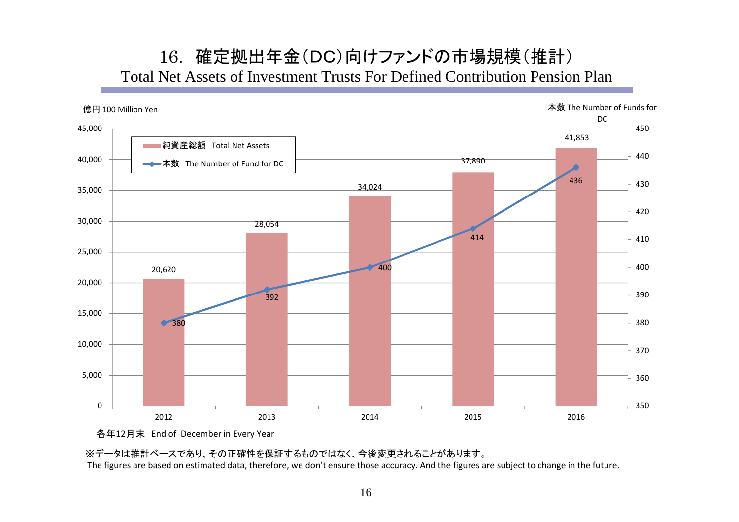# 16. 確定拠出年金（DC）向けファンドの市場規模（推計）

## Total Net Assets of Investment Trusts For Defined Contribution Pension Plan

億円 100 Million Yen

本数 The Number of Funds for DC

| | 純資産総額 Total Net Assets | 本数 The Number of Fund for DC |
|---|---|---|
| 2012 | 20,620 | 380 |
| 2013 | 28,054 | 392 |
| 2014 | 34,024 | 400 |
| 2015 | 37,890 | 414 |
| 2016 | 41,853 | 436 |

各年12月末 End of December in Every Year

※データは推計ベースであり、その正確性を保証するものではなく、今後変更されることがあります。
The figures are based on estimated data, therefore, we don’t ensure those accuracy. And the figures are subject to change in the future.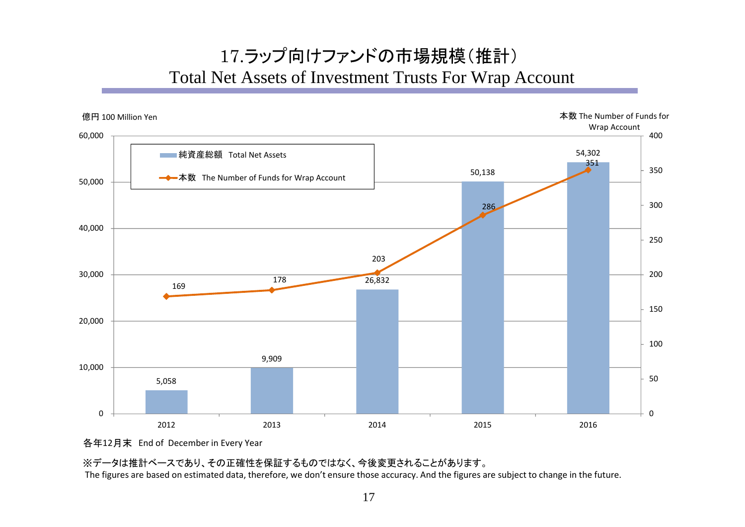# 17.ラップ向けファンドの市場規模（推計）
# Total Net Assets of Investment Trusts For Wrap Account

億円 100 Million Yen

本数 The Number of Funds for Wrap Account

| | 純資産総額 Total Net Assets | 本数 The Number of Funds for Wrap Account |
|---|---|---|
| 2012 | 5,058 | 169 |
| 2013 | 9,909 | 178 |
| 2014 | 26,832 | 203 |
| 2015 | 50,138 | 286 |
| 2016 | 54,302 | 351 |

各年12月末 End of December in Every Year

※データは推計ベースであり、その正確性を保証するものではなく、今後変更されることがあります。
The figures are based on estimated data, therefore, we don't ensure those accuracy. And the figures are subject to change in the future.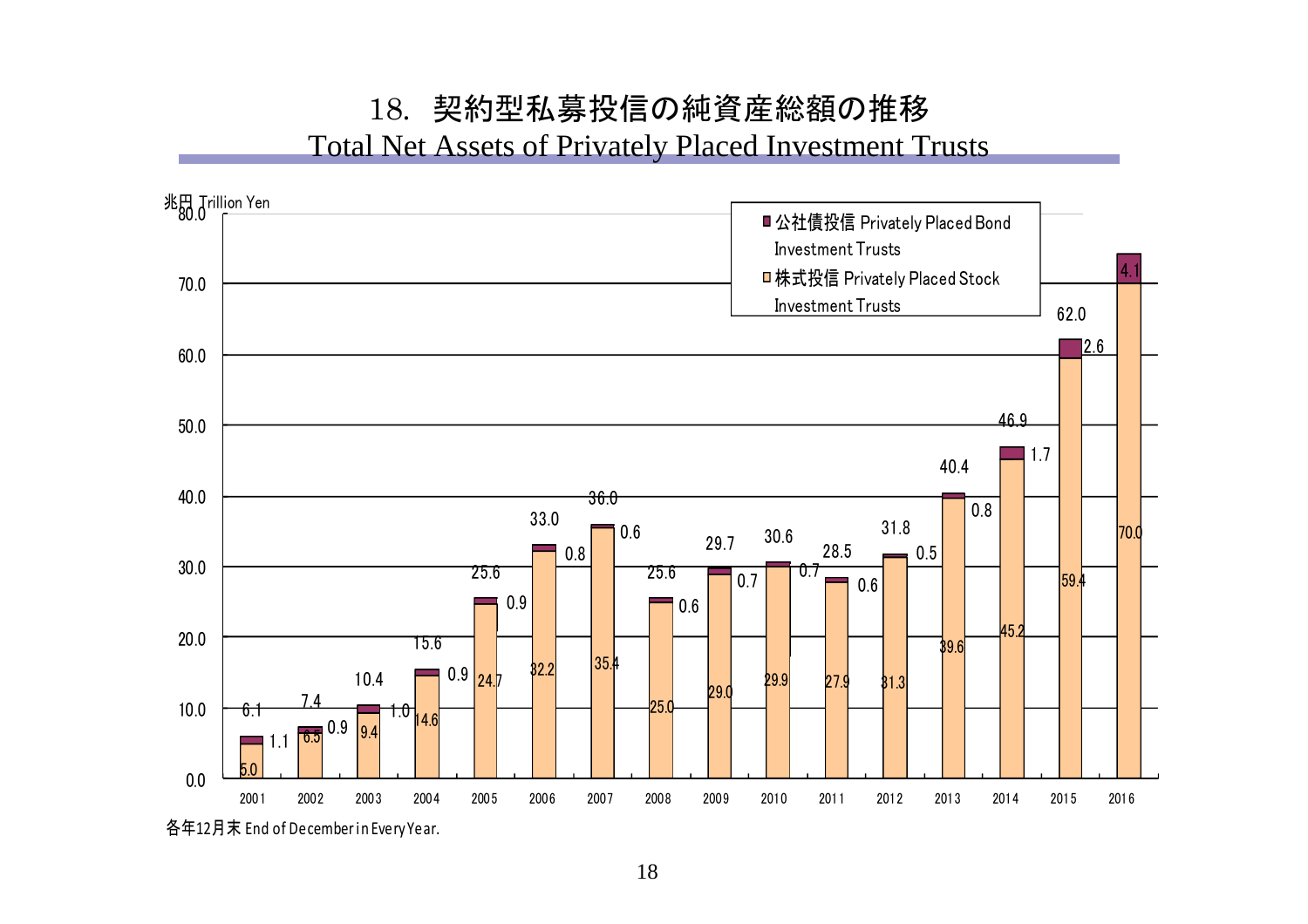# 18. 契約型私募投信の純資産総額の推移

## Total Net Assets of Privately Placed Investment Trusts

兆円 Trillion Yen

| 年 | 株式投信 Privately Placed Stock Investment Trusts | 公社債投信 Privately Placed Bond Investment Trusts | 合計 |
|---|---|---|---|
| 2001 | 5.0 | 1.1 | 6.1 |
| 2002 | 6.5 | 0.9 | 7.4 |
| 2003 | 9.4 | 1.0 | 10.4 |
| 2004 | 14.6 | 0.9 | 15.6 |
| 2005 | 24.7 | 0.9 | 25.6 |
| 2006 | 32.2 | 0.8 | 33.0 |
| 2007 | 35.4 | 0.6 | 36.0 |
| 2008 | 25.0 | 0.6 | 25.6 |
| 2009 | 29.0 | 0.7 | 29.7 |
| 2010 | 29.9 | 0.7 | 30.6 |
| 2011 | 27.9 | 0.6 | 28.5 |
| 2012 | 31.3 | 0.5 | 31.8 |
| 2013 | 39.6 | 0.8 | 40.4 |
| 2014 | 45.2 | 1.7 | 46.9 |
| 2015 | 59.4 | 2.6 | 62.0 |
| 2016 | 70.0 | 4.1 | |

各年12月末 End of December in Every Year.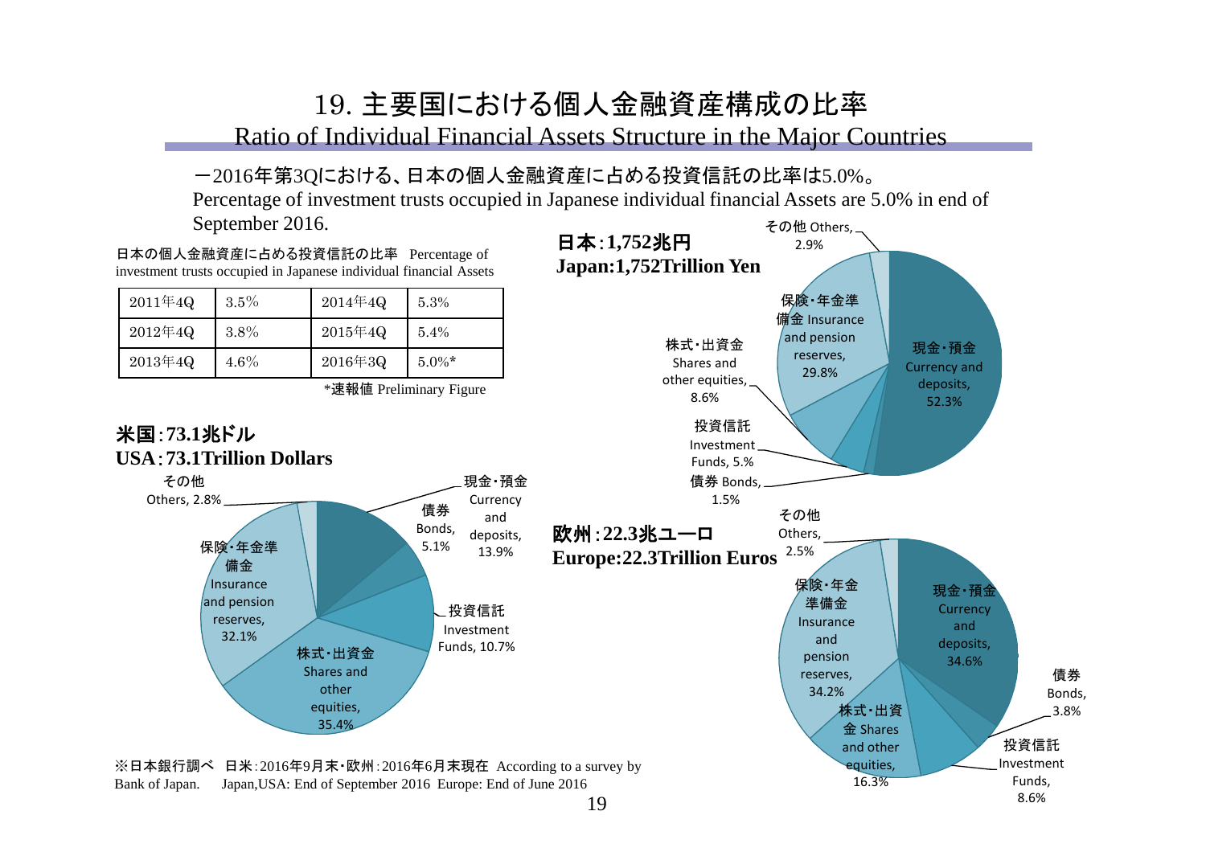# 19. 主要国における個人金融資産構成の比率

## Ratio of Individual Financial Assets Structure in the Major Countries

－2016年第3Qにおける、日本の個人金融資産に占める投資信託の比率は5.0%。

Percentage of investment trusts occupied in Japanese individual financial Assets are 5.0% in end of September 2016.

日本の個人金融資産に占める投資信託の比率 Percentage of investment trusts occupied in Japanese individual financial Assets

| 2011年4Q | 3.5% | 2014年4Q | 5.3% |
|---|---|---|---|
| 2012年4Q | 3.8% | 2015年4Q | 5.4% |
| 2013年4Q | 4.6% | 2016年3Q | 5.0%* |

*速報値 Preliminary Figure

**日本：1,752兆円**
**Japan:1,752Trillion Yen**

- 現金・預金 Currency and deposits, 52.3%
- 債券 Bonds, 1.5%
- 投資信託 Investment Funds, 5.5%
- 株式・出資金 Shares and other equities, 8.6%
- 保険・年金準備金 Insurance and pension reserves, 29.8%
- その他 Others, 2.9%

**米国：73.1兆ドル**
**USA：73.1Trillion Dollars**

- 現金・預金 Currency and deposits, 13.9%
- 債券 Bonds, 5.1%
- 投資信託 Investment Funds, 10.7%
- 株式・出資金 Shares and other equities, 35.4%
- 保険・年金準備金 Insurance and pension reserves, 32.1%
- その他 Others, 2.8%

**欧州：22.3兆ユーロ**
**Europe:22.3Trillion Euros**

- 現金・預金 Currency and deposits, 34.6%
- 債券 Bonds, 3.8%
- 投資信託 Investment Funds, 8.6%
- 株式・出資金 Shares and other equities, 16.3%
- 保険・年金準備金 Insurance and pension reserves, 34.2%
- その他 Others, 2.5%

※日本銀行調べ 日米：2016年9月末・欧州：2016年6月末現在 According to a survey by Bank of Japan. Japan,USA: End of September 2016 Europe: End of June 2016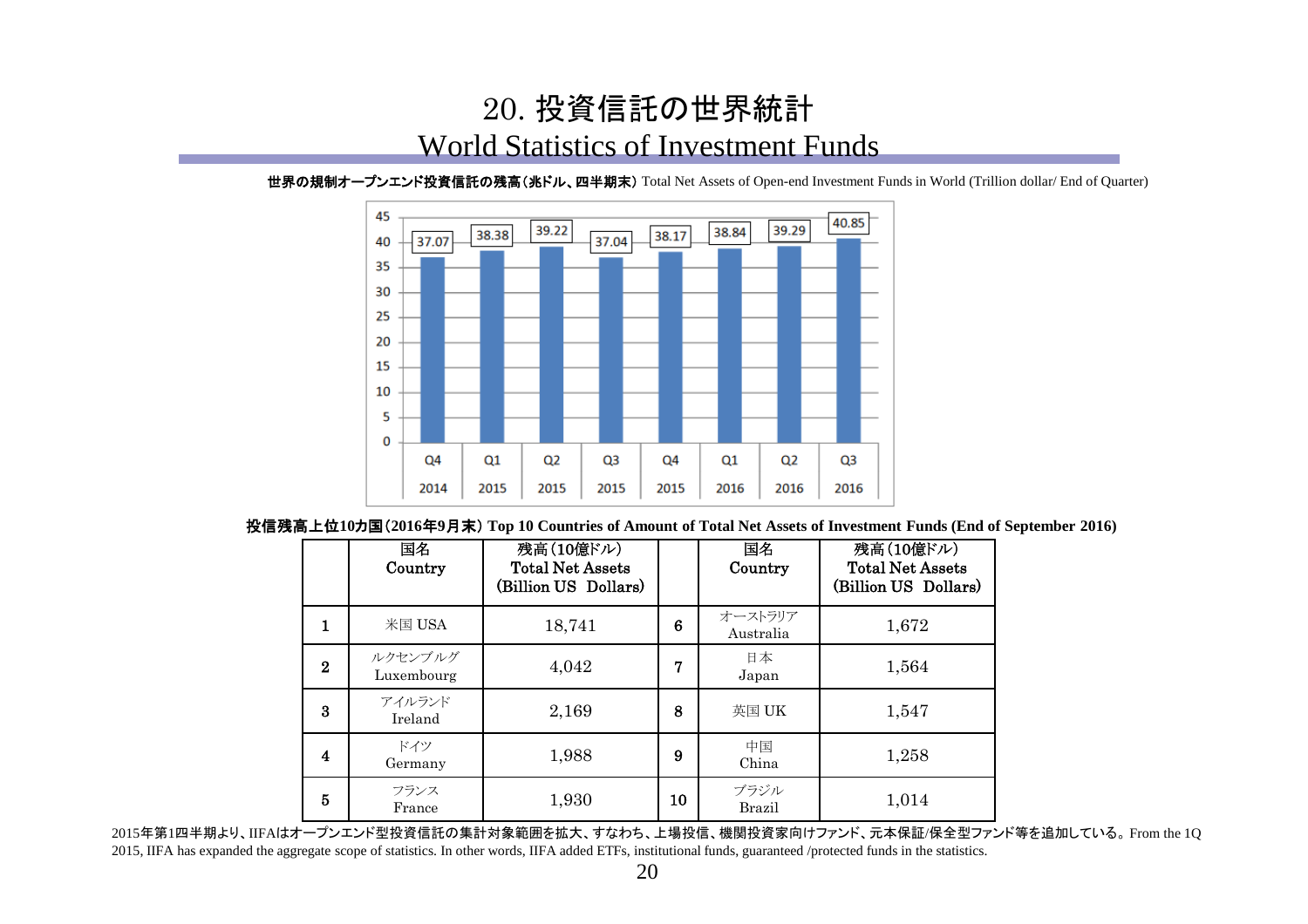# 20. 投資信託の世界統計
# World Statistics of Investment Funds

**世界の規制オープンエンド投資信託の残高（兆ドル、四半期末）** Total Net Assets of Open-end Investment Funds in World (Trillion dollar/ End of Quarter)

| Quarter | Total Net Assets (Trillion dollar) |
|---|---|
| Q4 2014 | 37.07 |
| Q1 2015 | 38.38 |
| Q2 2015 | 39.22 |
| Q3 2015 | 37.04 |
| Q4 2015 | 38.17 |
| Q1 2016 | 38.84 |
| Q2 2016 | 39.29 |
| Q3 2016 | 40.85 |

**投信残高上位10カ国（2016年9月末） Top 10 Countries of Amount of Total Net Assets of Investment Funds (End of September 2016)**

| | 国名 Country | 残高（10億ドル） Total Net Assets (Billion US Dollars) | | 国名 Country | 残高（10億ドル） Total Net Assets (Billion US Dollars) |
|---|---|---|---|---|---|
| 1 | 米国 USA | 18,741 | 6 | オーストラリア Australia | 1,672 |
| 2 | ルクセンブルグ Luxembourg | 4,042 | 7 | 日本 Japan | 1,564 |
| 3 | アイルランド Ireland | 2,169 | 8 | 英国 UK | 1,547 |
| 4 | ドイツ Germany | 1,988 | 9 | 中国 China | 1,258 |
| 5 | フランス France | 1,930 | 10 | ブラジル Brazil | 1,014 |

2015年第1四半期より、IIFAはオープンエンド型投資信託の集計対象範囲を拡大、すなわち、上場投信、機関投資家向けファンド、元本保証/保全型ファンド等を追加している。From the 1Q 2015, IIFA has expanded the aggregate scope of statistics. In other words, IIFA added ETFs, institutional funds, guaranteed /protected funds in the statistics.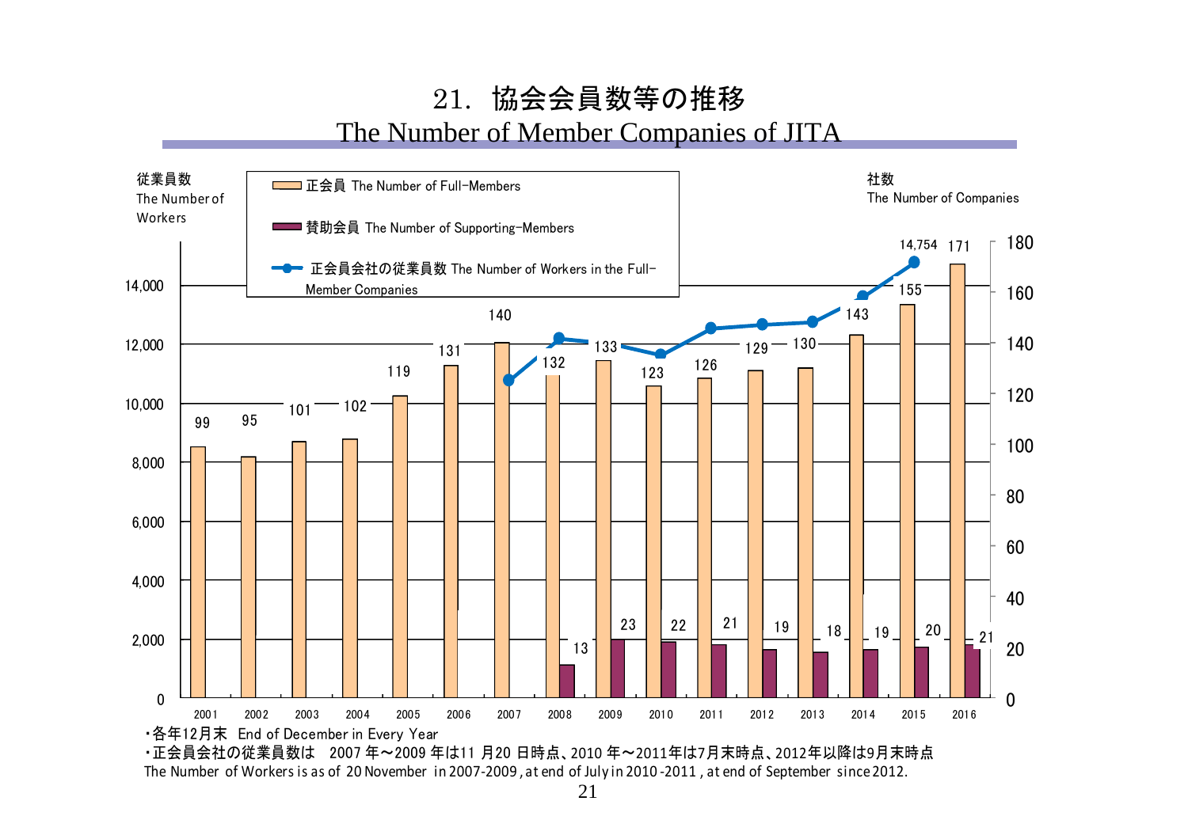# 21. 協会会員数等の推移

## The Number of Member Companies of JITA

従業員数
The Number of Workers

社数
The Number of Companies

正会員 The Number of Full-Members

賛助会員 The Number of Supporting-Members

正会員会社の従業員数 The Number of Workers in the Full-Member Companies

14,000
12,000
10,000
8,000
6,000
4,000
2,000
0

180
160
140
120
100
80
60
40
20
0

99 95 101 102 119 131 140 132 133 123 126 129 130 143 155 171

13 23 22 21 19 18 19 20 21

14,754

2001 2002 2003 2004 2005 2006 2007 2008 2009 2010 2011 2012 2013 2014 2015 2016

・各年12月末 End of December in Every Year

・正会員会社の従業員数は 2007 年～2009 年は11 月20 日時点、2010 年～2011年は7月末時点、2012年以降は9月末時点

The Number of Workers is as of 20 November in 2007-2009, at end of July in 2010-2011, at end of September since 2012.